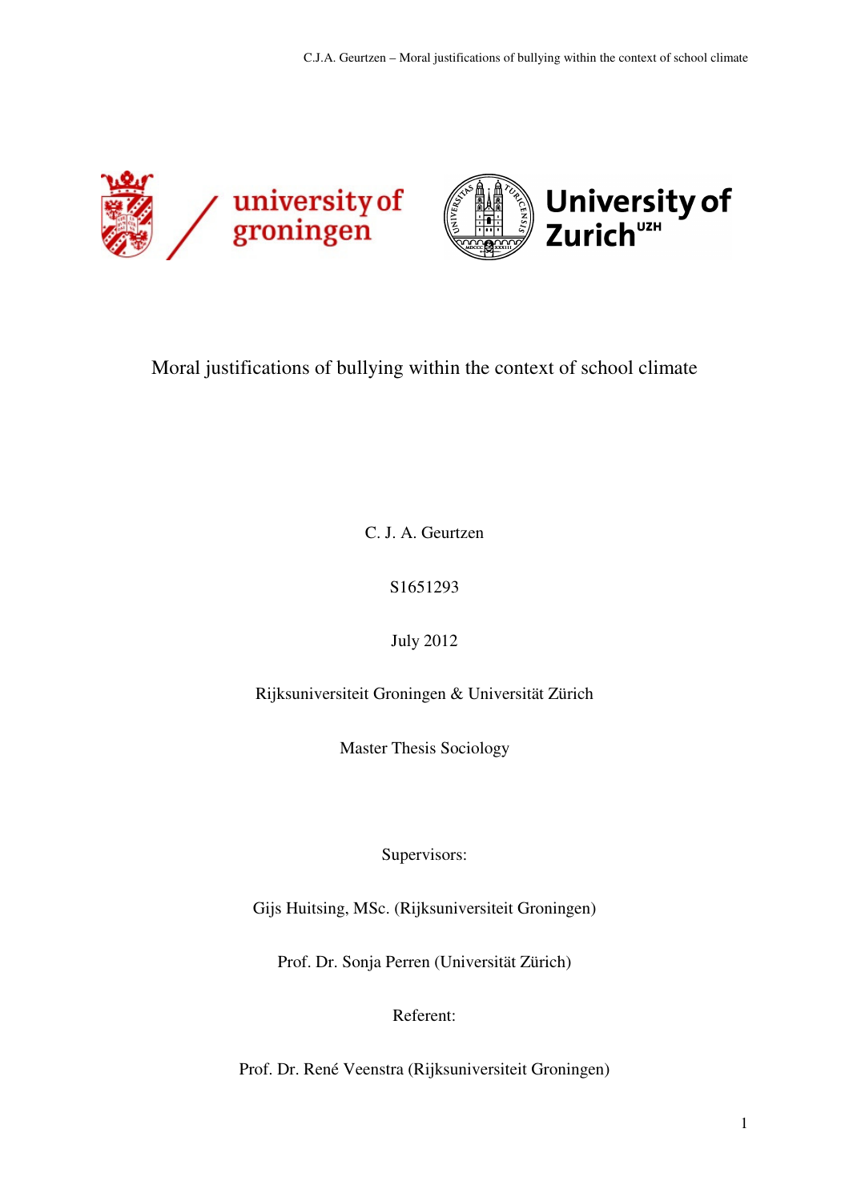# Moral justifications of bullying within the context of school climate

C. J. A. Geurtzen

S1651293

July 2012

Rijksuniversiteit Groningen & Universität Zürich

Master Thesis Sociology

Supervisors:

Gijs Huitsing, MSc. (Rijksuniversiteit Groningen)

Prof. Dr. Sonja Perren (Universität Zürich)

Referent:

Prof. Dr. René Veenstra (Rijksuniversiteit Groningen)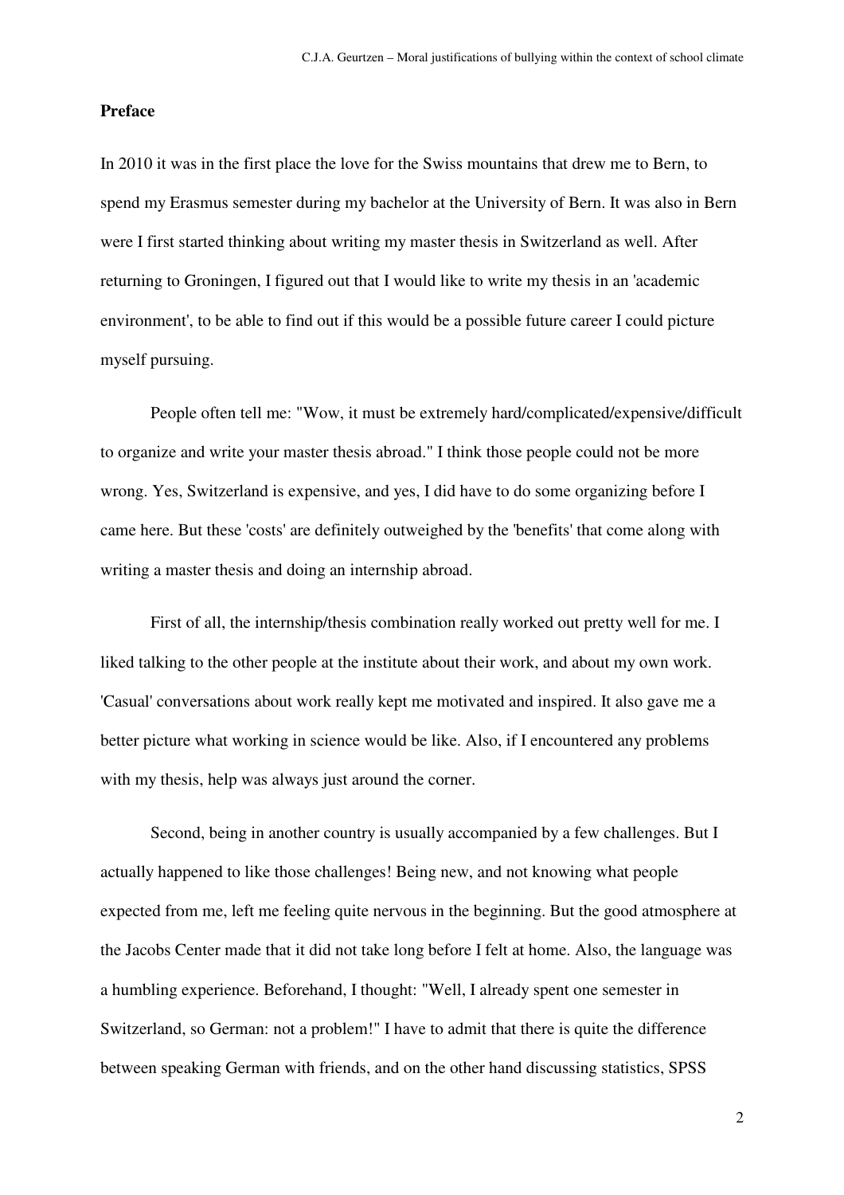**Preface**

In 2010 it was in the first place the love for the Swiss mountains that drew me to Bern, to spend my Erasmus semester during my bachelor at the University of Bern. It was also in Bern were I first started thinking about writing my master thesis in Switzerland as well. After returning to Groningen, I figured out that I would like to write my thesis in an 'academic environment', to be able to find out if this would be a possible future career I could picture myself pursuing.

People often tell me: "Wow, it must be extremely hard/complicated/expensive/difficult to organize and write your master thesis abroad." I think those people could not be more wrong. Yes, Switzerland is expensive, and yes, I did have to do some organizing before I came here. But these 'costs' are definitely outweighed by the 'benefits' that come along with writing a master thesis and doing an internship abroad.

First of all, the internship/thesis combination really worked out pretty well for me. I liked talking to the other people at the institute about their work, and about my own work. 'Casual' conversations about work really kept me motivated and inspired. It also gave me a better picture what working in science would be like. Also, if I encountered any problems with my thesis, help was always just around the corner.

Second, being in another country is usually accompanied by a few challenges. But I actually happened to like those challenges! Being new, and not knowing what people expected from me, left me feeling quite nervous in the beginning. But the good atmosphere at the Jacobs Center made that it did not take long before I felt at home. Also, the language was a humbling experience. Beforehand, I thought: "Well, I already spent one semester in Switzerland, so German: not a problem!" I have to admit that there is quite the difference between speaking German with friends, and on the other hand discussing statistics, SPSS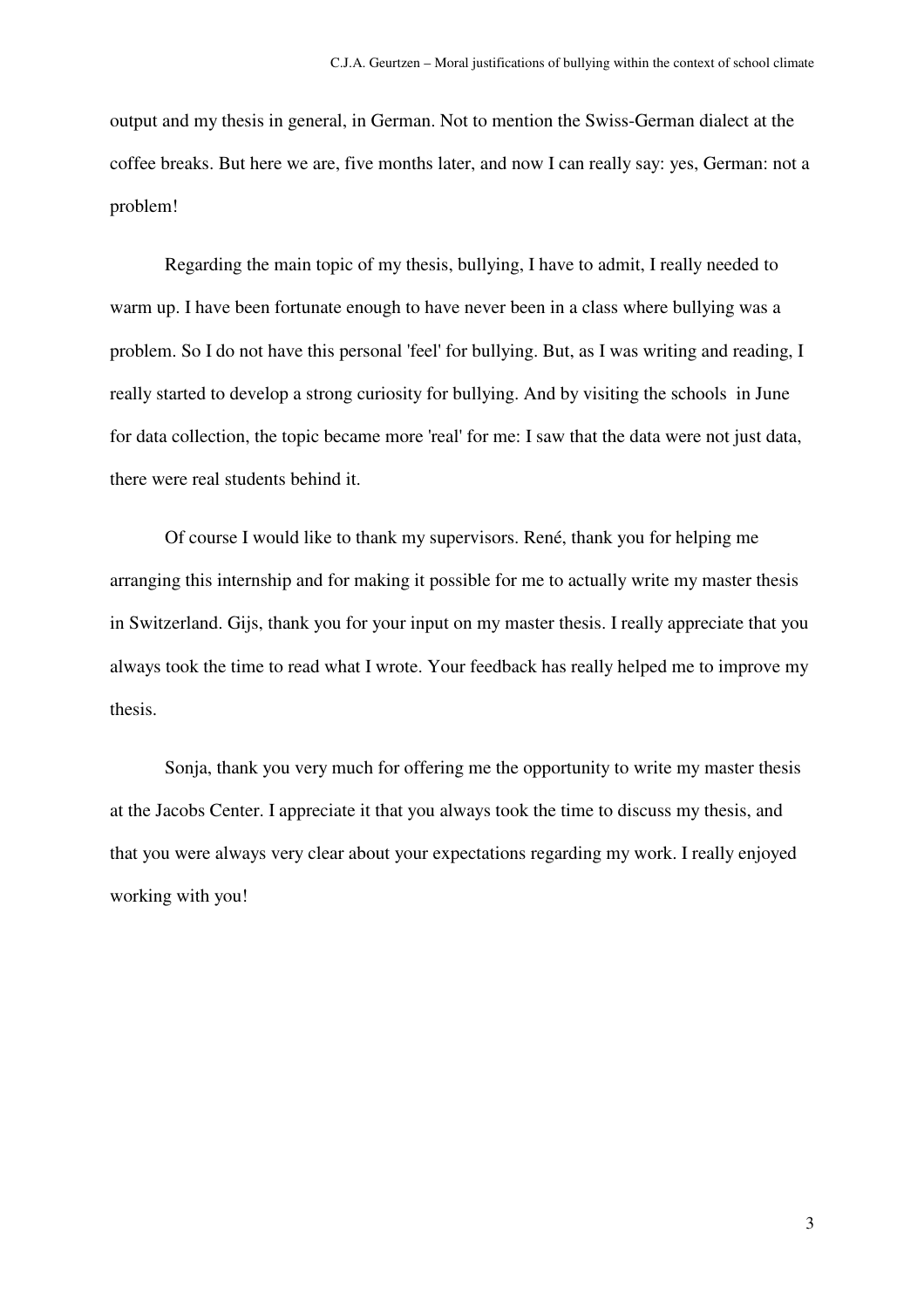output and my thesis in general, in German. Not to mention the Swiss-German dialect at the coffee breaks. But here we are, five months later, and now I can really say: yes, German: not a problem!

Regarding the main topic of my thesis, bullying, I have to admit, I really needed to warm up. I have been fortunate enough to have never been in a class where bullying was a problem. So I do not have this personal 'feel' for bullying. But, as I was writing and reading, I really started to develop a strong curiosity for bullying. And by visiting the schools in June for data collection, the topic became more 'real' for me: I saw that the data were not just data, there were real students behind it.

Of course I would like to thank my supervisors. René, thank you for helping me arranging this internship and for making it possible for me to actually write my master thesis in Switzerland. Gijs, thank you for your input on my master thesis. I really appreciate that you always took the time to read what I wrote. Your feedback has really helped me to improve my thesis.

Sonja, thank you very much for offering me the opportunity to write my master thesis at the Jacobs Center. I appreciate it that you always took the time to discuss my thesis, and that you were always very clear about your expectations regarding my work. I really enjoyed working with you!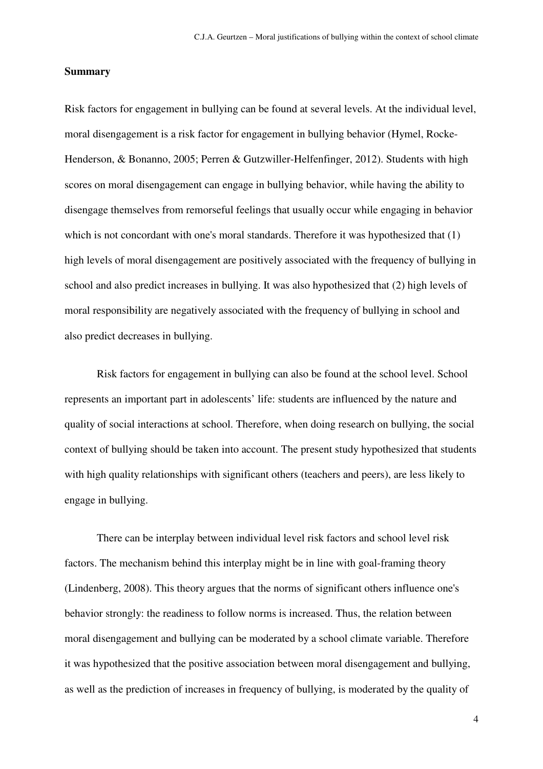## Summary

Risk factors for engagement in bullying can be found at several levels. At the individual level, moral disengagement is a risk factor for engagement in bullying behavior (Hymel, Rocke-Henderson, & Bonanno, 2005; Perren & Gutzwiller-Helfenfinger, 2012). Students with high scores on moral disengagement can engage in bullying behavior, while having the ability to disengage themselves from remorseful feelings that usually occur while engaging in behavior which is not concordant with one's moral standards. Therefore it was hypothesized that (1) high levels of moral disengagement are positively associated with the frequency of bullying in school and also predict increases in bullying. It was also hypothesized that (2) high levels of moral responsibility are negatively associated with the frequency of bullying in school and also predict decreases in bullying.

Risk factors for engagement in bullying can also be found at the school level. School represents an important part in adolescents' life: students are influenced by the nature and quality of social interactions at school. Therefore, when doing research on bullying, the social context of bullying should be taken into account. The present study hypothesized that students with high quality relationships with significant others (teachers and peers), are less likely to engage in bullying.

There can be interplay between individual level risk factors and school level risk factors. The mechanism behind this interplay might be in line with goal-framing theory (Lindenberg, 2008). This theory argues that the norms of significant others influence one's behavior strongly: the readiness to follow norms is increased. Thus, the relation between moral disengagement and bullying can be moderated by a school climate variable. Therefore it was hypothesized that the positive association between moral disengagement and bullying, as well as the prediction of increases in frequency of bullying, is moderated by the quality of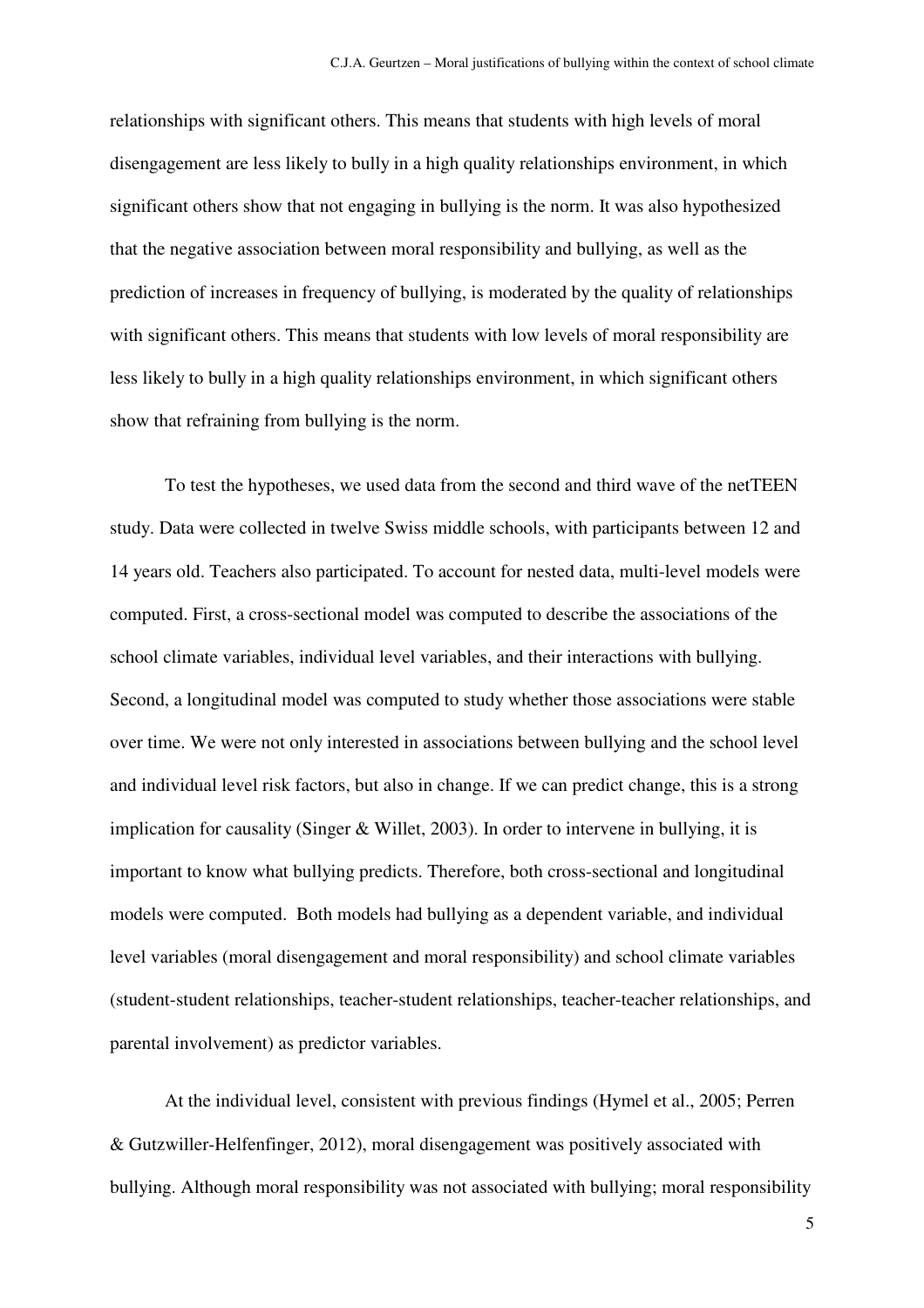relationships with significant others. This means that students with high levels of moral disengagement are less likely to bully in a high quality relationships environment, in which significant others show that not engaging in bullying is the norm. It was also hypothesized that the negative association between moral responsibility and bullying, as well as the prediction of increases in frequency of bullying, is moderated by the quality of relationships with significant others. This means that students with low levels of moral responsibility are less likely to bully in a high quality relationships environment, in which significant others show that refraining from bullying is the norm.

To test the hypotheses, we used data from the second and third wave of the netTEEN study. Data were collected in twelve Swiss middle schools, with participants between 12 and 14 years old. Teachers also participated. To account for nested data, multi-level models were computed. First, a cross-sectional model was computed to describe the associations of the school climate variables, individual level variables, and their interactions with bullying. Second, a longitudinal model was computed to study whether those associations were stable over time. We were not only interested in associations between bullying and the school level and individual level risk factors, but also in change. If we can predict change, this is a strong implication for causality (Singer & Willet, 2003). In order to intervene in bullying, it is important to know what bullying predicts. Therefore, both cross-sectional and longitudinal models were computed. Both models had bullying as a dependent variable, and individual level variables (moral disengagement and moral responsibility) and school climate variables (student-student relationships, teacher-student relationships, teacher-teacher relationships, and parental involvement) as predictor variables.

At the individual level, consistent with previous findings (Hymel et al., 2005; Perren & Gutzwiller-Helfenfinger, 2012), moral disengagement was positively associated with bullying. Although moral responsibility was not associated with bullying; moral responsibility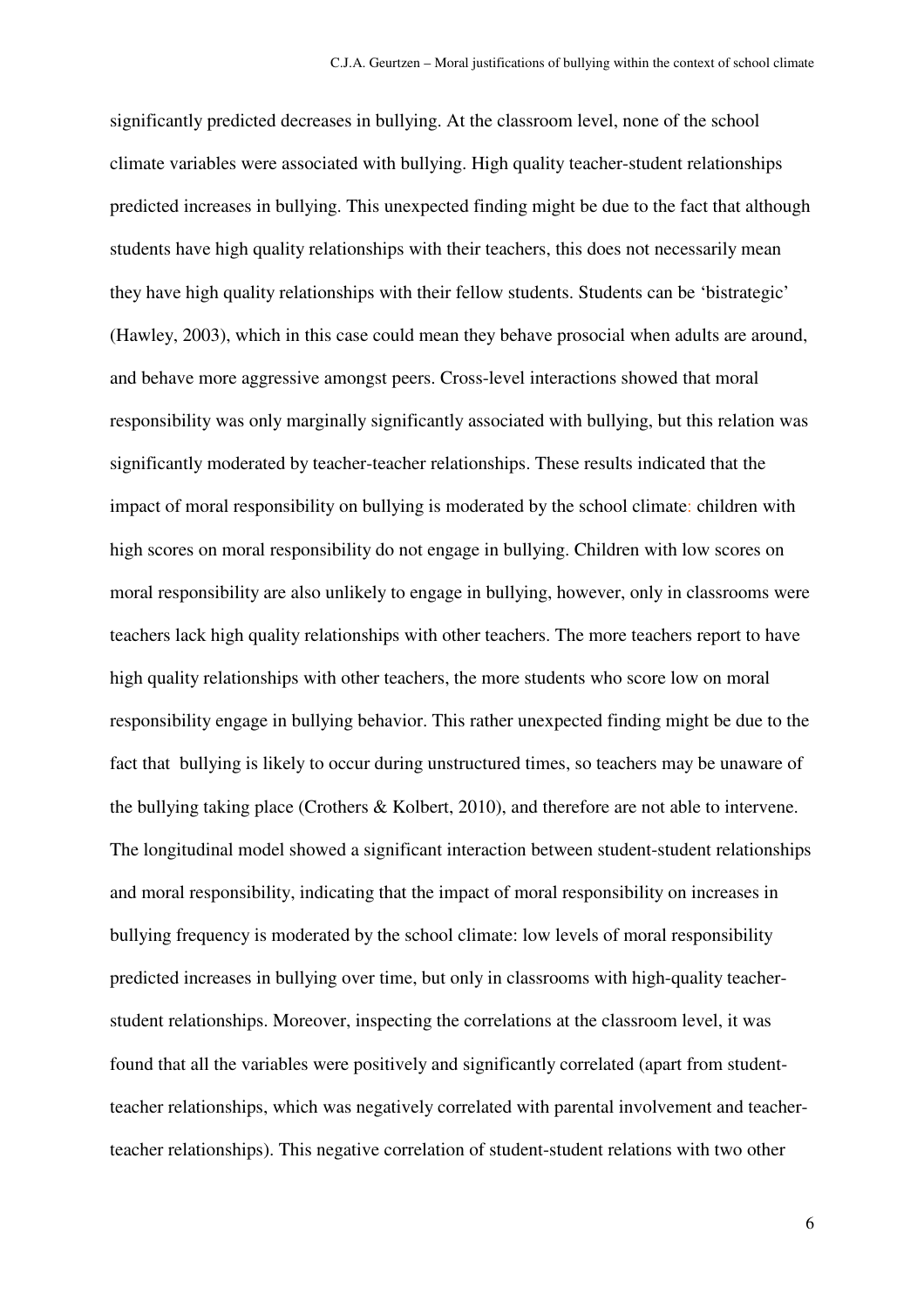significantly predicted decreases in bullying. At the classroom level, none of the school climate variables were associated with bullying. High quality teacher-student relationships predicted increases in bullying. This unexpected finding might be due to the fact that although students have high quality relationships with their teachers, this does not necessarily mean they have high quality relationships with their fellow students. Students can be 'bistrategic' (Hawley, 2003), which in this case could mean they behave prosocial when adults are around, and behave more aggressive amongst peers. Cross-level interactions showed that moral responsibility was only marginally significantly associated with bullying, but this relation was significantly moderated by teacher-teacher relationships. These results indicated that the impact of moral responsibility on bullying is moderated by the school climate: children with high scores on moral responsibility do not engage in bullying. Children with low scores on moral responsibility are also unlikely to engage in bullying, however, only in classrooms were teachers lack high quality relationships with other teachers. The more teachers report to have high quality relationships with other teachers, the more students who score low on moral responsibility engage in bullying behavior. This rather unexpected finding might be due to the fact that bullying is likely to occur during unstructured times, so teachers may be unaware of the bullying taking place (Crothers & Kolbert, 2010), and therefore are not able to intervene. The longitudinal model showed a significant interaction between student-student relationships and moral responsibility, indicating that the impact of moral responsibility on increases in bullying frequency is moderated by the school climate: low levels of moral responsibility predicted increases in bullying over time, but only in classrooms with high-quality teacher-student relationships. Moreover, inspecting the correlations at the classroom level, it was found that all the variables were positively and significantly correlated (apart from student-teacher relationships, which was negatively correlated with parental involvement and teacher-teacher relationships). This negative correlation of student-student relations with two other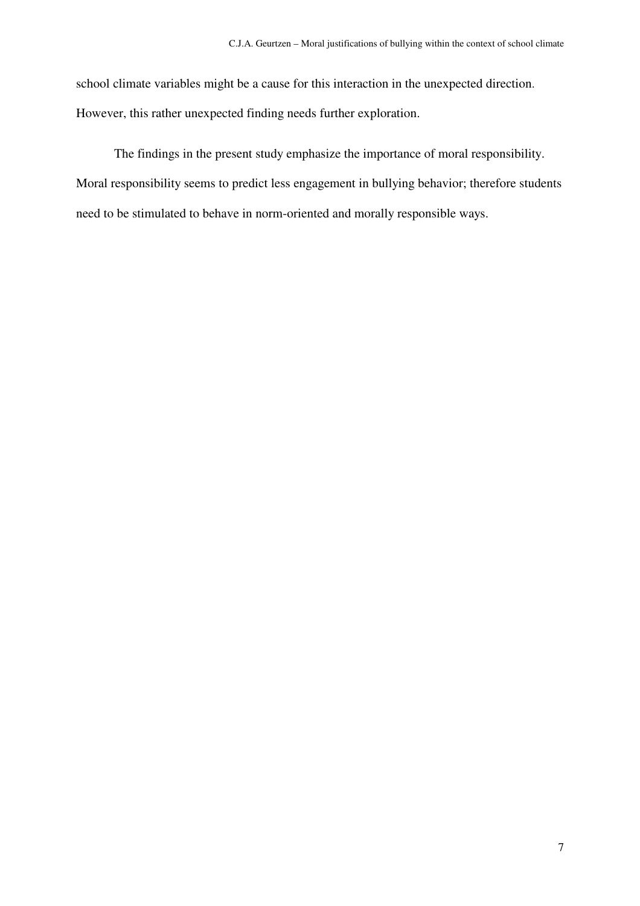school climate variables might be a cause for this interaction in the unexpected direction. However, this rather unexpected finding needs further exploration.

The findings in the present study emphasize the importance of moral responsibility. Moral responsibility seems to predict less engagement in bullying behavior; therefore students need to be stimulated to behave in norm-oriented and morally responsible ways.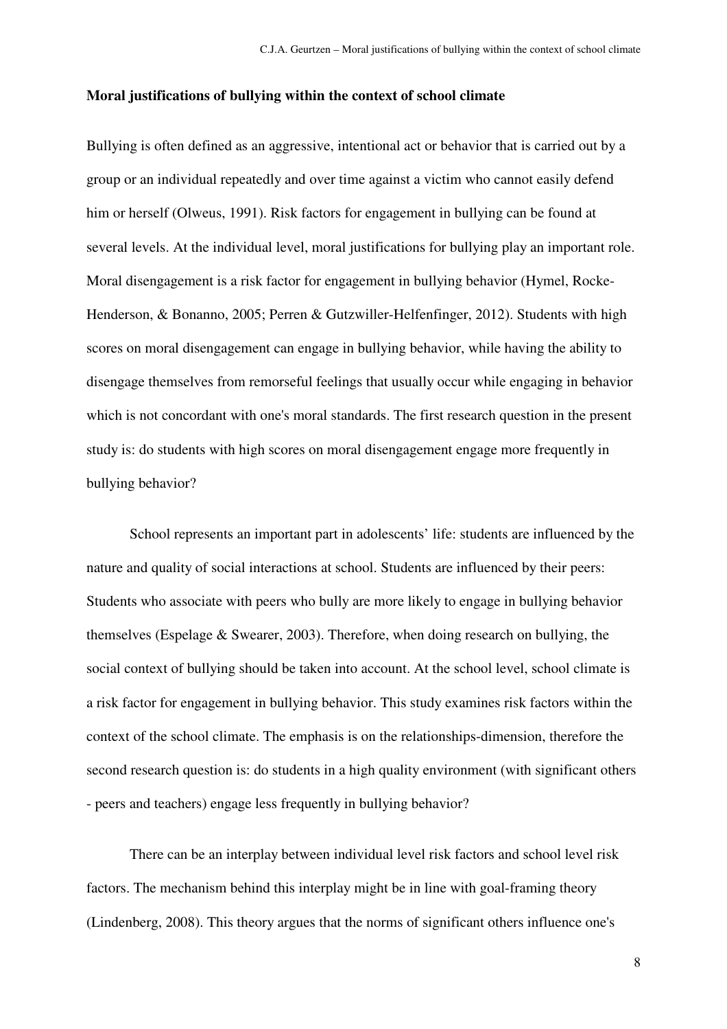**Moral justifications of bullying within the context of school climate**

Bullying is often defined as an aggressive, intentional act or behavior that is carried out by a group or an individual repeatedly and over time against a victim who cannot easily defend him or herself (Olweus, 1991). Risk factors for engagement in bullying can be found at several levels. At the individual level, moral justifications for bullying play an important role. Moral disengagement is a risk factor for engagement in bullying behavior (Hymel, Rocke-Henderson, & Bonanno, 2005; Perren & Gutzwiller-Helfenfinger, 2012). Students with high scores on moral disengagement can engage in bullying behavior, while having the ability to disengage themselves from remorseful feelings that usually occur while engaging in behavior which is not concordant with one's moral standards. The first research question in the present study is: do students with high scores on moral disengagement engage more frequently in bullying behavior?

School represents an important part in adolescents' life: students are influenced by the nature and quality of social interactions at school. Students are influenced by their peers: Students who associate with peers who bully are more likely to engage in bullying behavior themselves (Espelage & Swearer, 2003). Therefore, when doing research on bullying, the social context of bullying should be taken into account. At the school level, school climate is a risk factor for engagement in bullying behavior. This study examines risk factors within the context of the school climate. The emphasis is on the relationships-dimension, therefore the second research question is: do students in a high quality environment (with significant others - peers and teachers) engage less frequently in bullying behavior?

There can be an interplay between individual level risk factors and school level risk factors. The mechanism behind this interplay might be in line with goal-framing theory (Lindenberg, 2008). This theory argues that the norms of significant others influence one's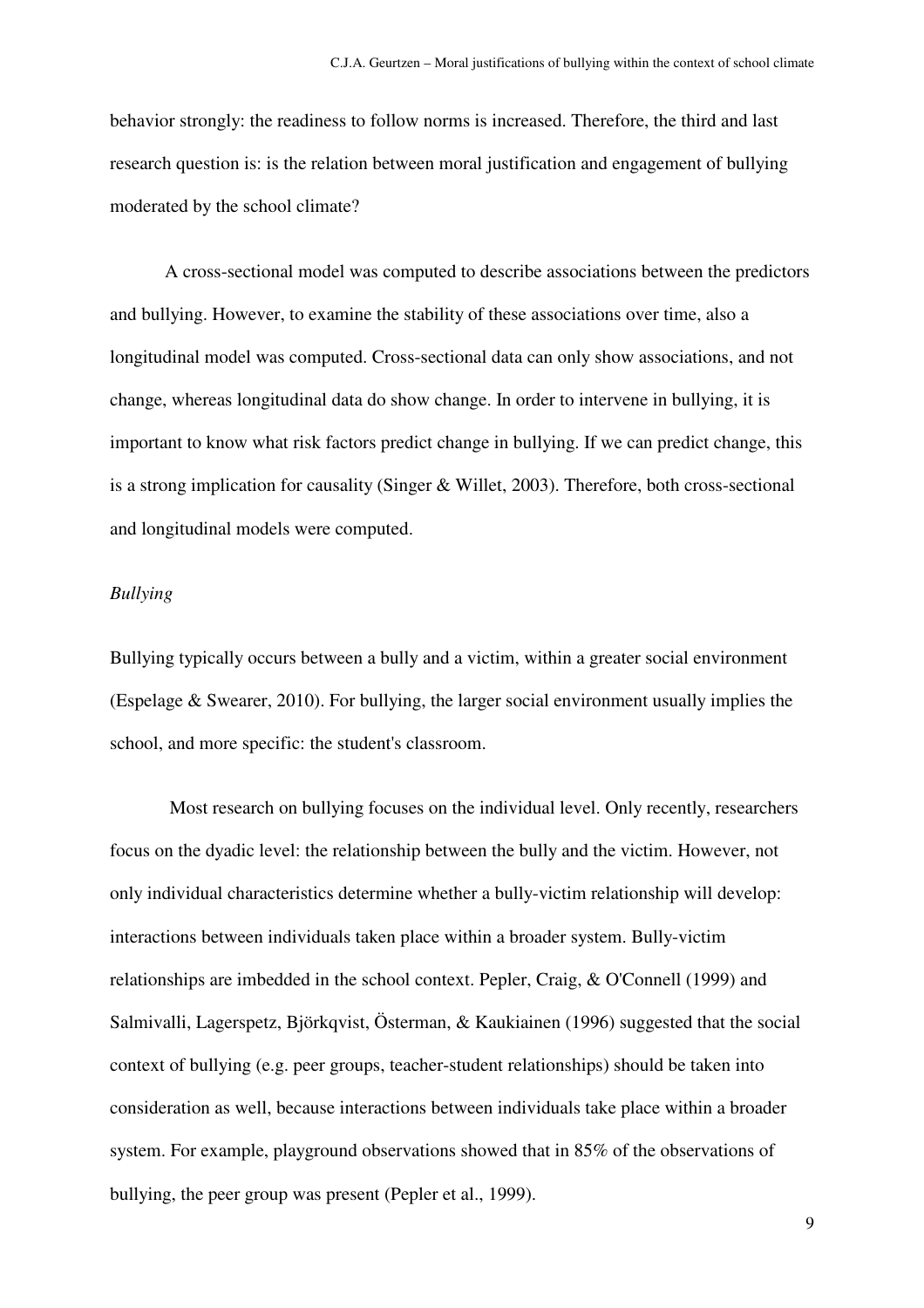behavior strongly: the readiness to follow norms is increased. Therefore, the third and last research question is: is the relation between moral justification and engagement of bullying moderated by the school climate?

A cross-sectional model was computed to describe associations between the predictors and bullying. However, to examine the stability of these associations over time, also a longitudinal model was computed. Cross-sectional data can only show associations, and not change, whereas longitudinal data do show change. In order to intervene in bullying, it is important to know what risk factors predict change in bullying. If we can predict change, this is a strong implication for causality (Singer & Willet, 2003). Therefore, both cross-sectional and longitudinal models were computed.

*Bullying*

Bullying typically occurs between a bully and a victim, within a greater social environment (Espelage & Swearer, 2010). For bullying, the larger social environment usually implies the school, and more specific: the student's classroom.

Most research on bullying focuses on the individual level. Only recently, researchers focus on the dyadic level: the relationship between the bully and the victim. However, not only individual characteristics determine whether a bully-victim relationship will develop: interactions between individuals taken place within a broader system. Bully-victim relationships are imbedded in the school context. Pepler, Craig, & O'Connell (1999) and Salmivalli, Lagerspetz, Björkqvist, Österman, & Kaukiainen (1996) suggested that the social context of bullying (e.g. peer groups, teacher-student relationships) should be taken into consideration as well, because interactions between individuals take place within a broader system. For example, playground observations showed that in 85% of the observations of bullying, the peer group was present (Pepler et al., 1999).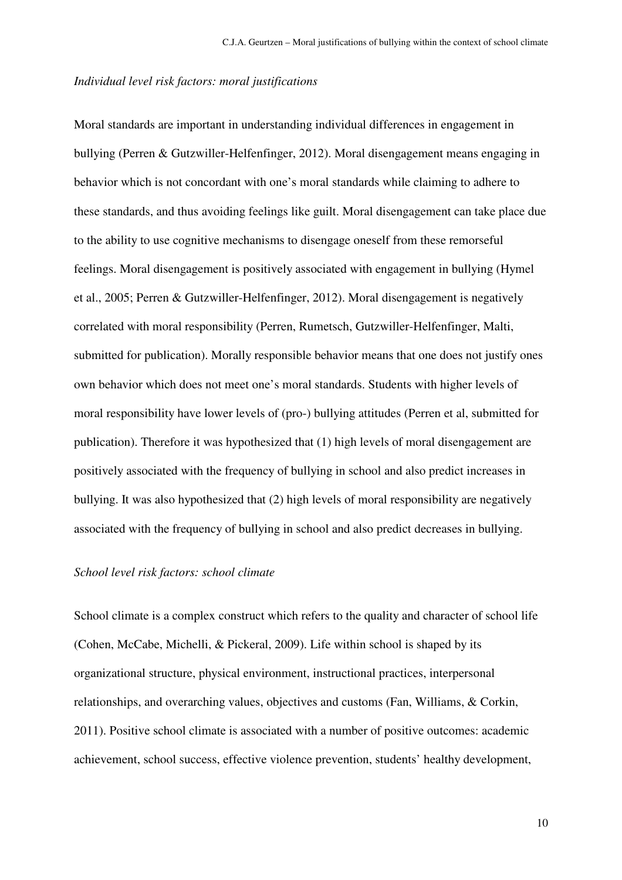*Individual level risk factors: moral justifications*

Moral standards are important in understanding individual differences in engagement in bullying (Perren & Gutzwiller-Helfenfinger, 2012). Moral disengagement means engaging in behavior which is not concordant with one's moral standards while claiming to adhere to these standards, and thus avoiding feelings like guilt. Moral disengagement can take place due to the ability to use cognitive mechanisms to disengage oneself from these remorseful feelings. Moral disengagement is positively associated with engagement in bullying (Hymel et al., 2005; Perren & Gutzwiller-Helfenfinger, 2012). Moral disengagement is negatively correlated with moral responsibility (Perren, Rumetsch, Gutzwiller-Helfenfinger, Malti, submitted for publication). Morally responsible behavior means that one does not justify ones own behavior which does not meet one's moral standards. Students with higher levels of moral responsibility have lower levels of (pro-) bullying attitudes (Perren et al, submitted for publication). Therefore it was hypothesized that (1) high levels of moral disengagement are positively associated with the frequency of bullying in school and also predict increases in bullying. It was also hypothesized that (2) high levels of moral responsibility are negatively associated with the frequency of bullying in school and also predict decreases in bullying.

*School level risk factors: school climate*

School climate is a complex construct which refers to the quality and character of school life (Cohen, McCabe, Michelli, & Pickeral, 2009). Life within school is shaped by its organizational structure, physical environment, instructional practices, interpersonal relationships, and overarching values, objectives and customs (Fan, Williams, & Corkin, 2011). Positive school climate is associated with a number of positive outcomes: academic achievement, school success, effective violence prevention, students' healthy development,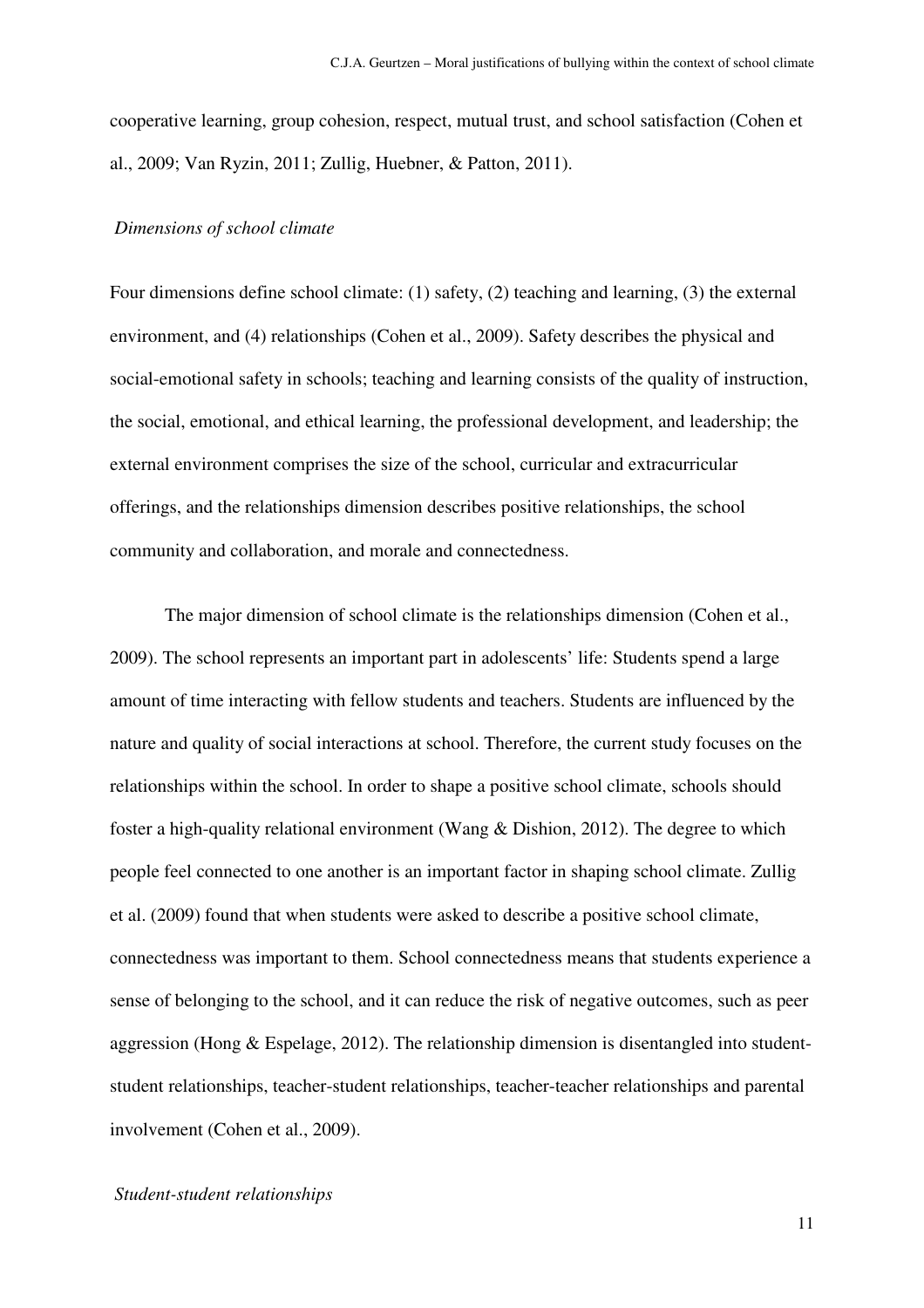cooperative learning, group cohesion, respect, mutual trust, and school satisfaction (Cohen et al., 2009; Van Ryzin, 2011; Zullig, Huebner, & Patton, 2011).

### *Dimensions of school climate*

Four dimensions define school climate: (1) safety, (2) teaching and learning, (3) the external environment, and (4) relationships (Cohen et al., 2009). Safety describes the physical and social-emotional safety in schools; teaching and learning consists of the quality of instruction, the social, emotional, and ethical learning, the professional development, and leadership; the external environment comprises the size of the school, curricular and extracurricular offerings, and the relationships dimension describes positive relationships, the school community and collaboration, and morale and connectedness.

The major dimension of school climate is the relationships dimension (Cohen et al., 2009). The school represents an important part in adolescents' life: Students spend a large amount of time interacting with fellow students and teachers. Students are influenced by the nature and quality of social interactions at school. Therefore, the current study focuses on the relationships within the school. In order to shape a positive school climate, schools should foster a high-quality relational environment (Wang & Dishion, 2012). The degree to which people feel connected to one another is an important factor in shaping school climate. Zullig et al. (2009) found that when students were asked to describe a positive school climate, connectedness was important to them. School connectedness means that students experience a sense of belonging to the school, and it can reduce the risk of negative outcomes, such as peer aggression (Hong & Espelage, 2012). The relationship dimension is disentangled into student-student relationships, teacher-student relationships, teacher-teacher relationships and parental involvement (Cohen et al., 2009).

### *Student-student relationships*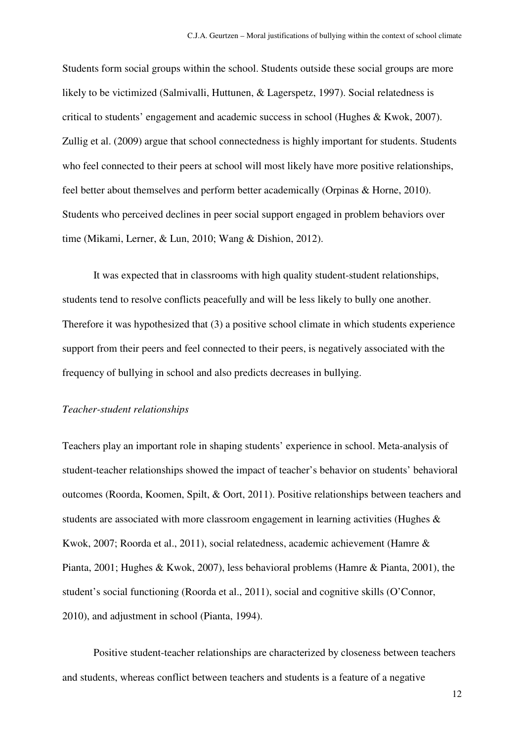Students form social groups within the school. Students outside these social groups are more likely to be victimized (Salmivalli, Huttunen, & Lagerspetz, 1997). Social relatedness is critical to students' engagement and academic success in school (Hughes & Kwok, 2007). Zullig et al. (2009) argue that school connectedness is highly important for students. Students who feel connected to their peers at school will most likely have more positive relationships, feel better about themselves and perform better academically (Orpinas & Horne, 2010). Students who perceived declines in peer social support engaged in problem behaviors over time (Mikami, Lerner, & Lun, 2010; Wang & Dishion, 2012).

It was expected that in classrooms with high quality student-student relationships, students tend to resolve conflicts peacefully and will be less likely to bully one another. Therefore it was hypothesized that (3) a positive school climate in which students experience support from their peers and feel connected to their peers, is negatively associated with the frequency of bullying in school and also predicts decreases in bullying.

*Teacher-student relationships*

Teachers play an important role in shaping students' experience in school. Meta-analysis of student-teacher relationships showed the impact of teacher's behavior on students' behavioral outcomes (Roorda, Koomen, Spilt, & Oort, 2011). Positive relationships between teachers and students are associated with more classroom engagement in learning activities (Hughes & Kwok, 2007; Roorda et al., 2011), social relatedness, academic achievement (Hamre & Pianta, 2001; Hughes & Kwok, 2007), less behavioral problems (Hamre & Pianta, 2001), the student's social functioning (Roorda et al., 2011), social and cognitive skills (O'Connor, 2010), and adjustment in school (Pianta, 1994).

Positive student-teacher relationships are characterized by closeness between teachers and students, whereas conflict between teachers and students is a feature of a negative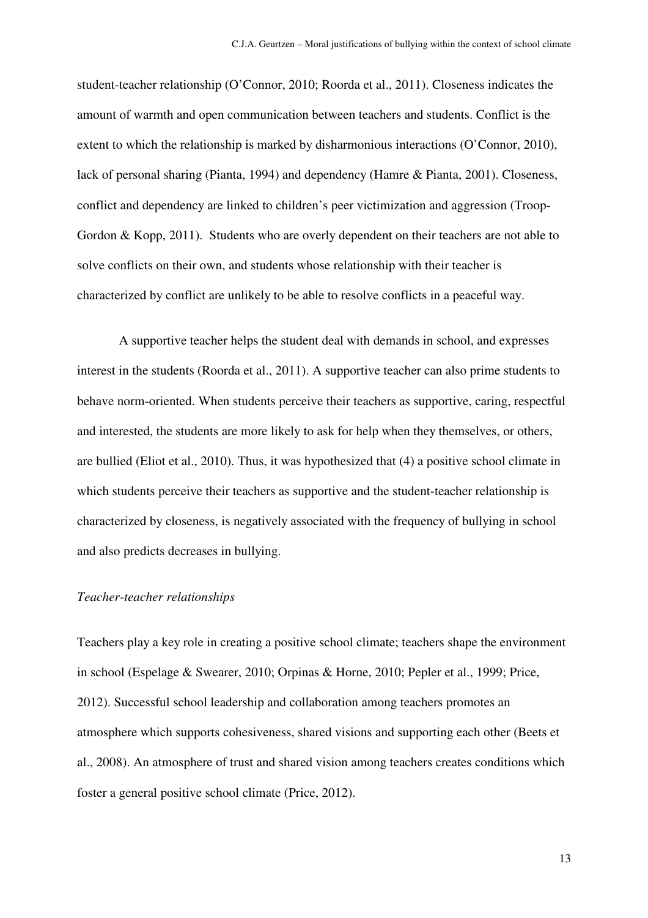student-teacher relationship (O'Connor, 2010; Roorda et al., 2011). Closeness indicates the amount of warmth and open communication between teachers and students. Conflict is the extent to which the relationship is marked by disharmonious interactions (O'Connor, 2010), lack of personal sharing (Pianta, 1994) and dependency (Hamre & Pianta, 2001). Closeness, conflict and dependency are linked to children's peer victimization and aggression (Troop-Gordon & Kopp, 2011). Students who are overly dependent on their teachers are not able to solve conflicts on their own, and students whose relationship with their teacher is characterized by conflict are unlikely to be able to resolve conflicts in a peaceful way.

A supportive teacher helps the student deal with demands in school, and expresses interest in the students (Roorda et al., 2011). A supportive teacher can also prime students to behave norm-oriented. When students perceive their teachers as supportive, caring, respectful and interested, the students are more likely to ask for help when they themselves, or others, are bullied (Eliot et al., 2010). Thus, it was hypothesized that (4) a positive school climate in which students perceive their teachers as supportive and the student-teacher relationship is characterized by closeness, is negatively associated with the frequency of bullying in school and also predicts decreases in bullying.

*Teacher-teacher relationships*

Teachers play a key role in creating a positive school climate; teachers shape the environment in school (Espelage & Swearer, 2010; Orpinas & Horne, 2010; Pepler et al., 1999; Price, 2012). Successful school leadership and collaboration among teachers promotes an atmosphere which supports cohesiveness, shared visions and supporting each other (Beets et al., 2008). An atmosphere of trust and shared vision among teachers creates conditions which foster a general positive school climate (Price, 2012).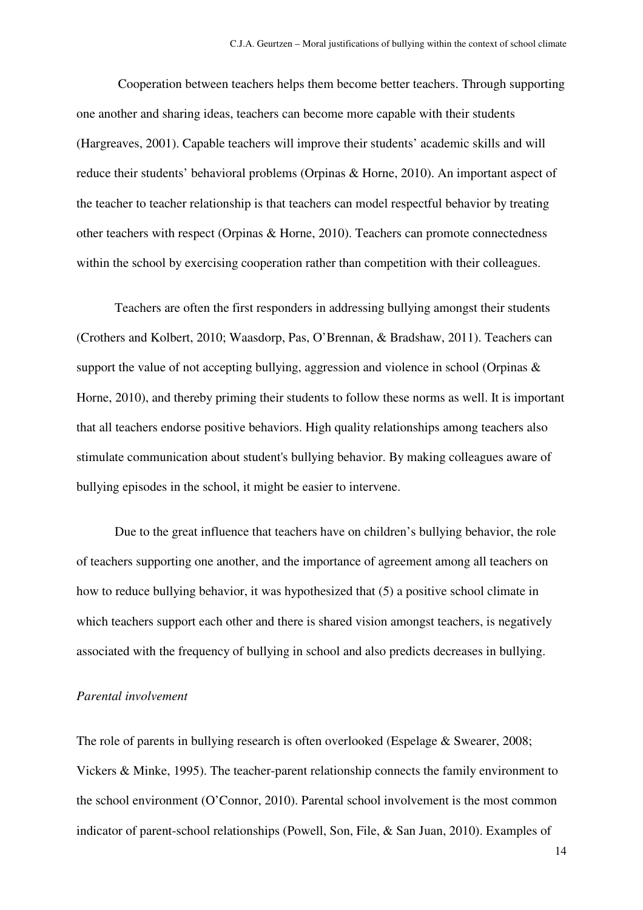Cooperation between teachers helps them become better teachers. Through supporting one another and sharing ideas, teachers can become more capable with their students (Hargreaves, 2001). Capable teachers will improve their students' academic skills and will reduce their students' behavioral problems (Orpinas & Horne, 2010). An important aspect of the teacher to teacher relationship is that teachers can model respectful behavior by treating other teachers with respect (Orpinas & Horne, 2010). Teachers can promote connectedness within the school by exercising cooperation rather than competition with their colleagues.

Teachers are often the first responders in addressing bullying amongst their students (Crothers and Kolbert, 2010; Waasdorp, Pas, O'Brennan, & Bradshaw, 2011). Teachers can support the value of not accepting bullying, aggression and violence in school (Orpinas & Horne, 2010), and thereby priming their students to follow these norms as well. It is important that all teachers endorse positive behaviors. High quality relationships among teachers also stimulate communication about student's bullying behavior. By making colleagues aware of bullying episodes in the school, it might be easier to intervene.

Due to the great influence that teachers have on children's bullying behavior, the role of teachers supporting one another, and the importance of agreement among all teachers on how to reduce bullying behavior, it was hypothesized that (5) a positive school climate in which teachers support each other and there is shared vision amongst teachers, is negatively associated with the frequency of bullying in school and also predicts decreases in bullying.

*Parental involvement*

The role of parents in bullying research is often overlooked (Espelage & Swearer, 2008; Vickers & Minke, 1995). The teacher-parent relationship connects the family environment to the school environment (O'Connor, 2010). Parental school involvement is the most common indicator of parent-school relationships (Powell, Son, File, & San Juan, 2010). Examples of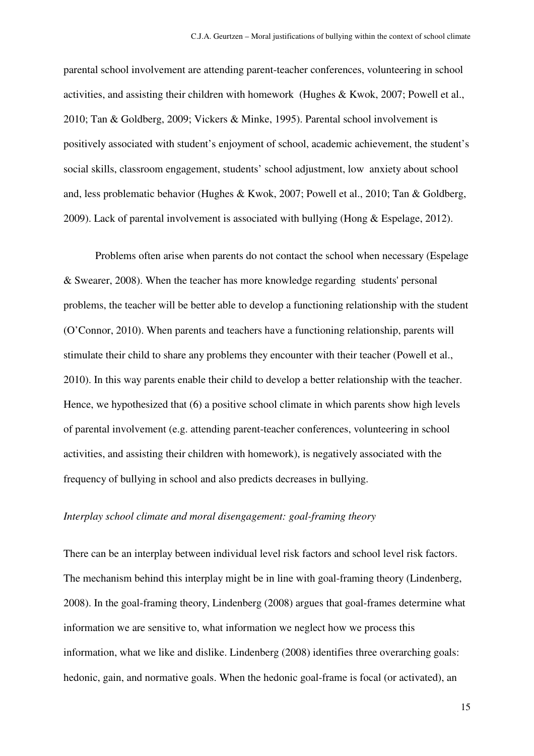parental school involvement are attending parent-teacher conferences, volunteering in school activities, and assisting their children with homework (Hughes & Kwok, 2007; Powell et al., 2010; Tan & Goldberg, 2009; Vickers & Minke, 1995). Parental school involvement is positively associated with student's enjoyment of school, academic achievement, the student's social skills, classroom engagement, students' school adjustment, low anxiety about school and, less problematic behavior (Hughes & Kwok, 2007; Powell et al., 2010; Tan & Goldberg, 2009). Lack of parental involvement is associated with bullying (Hong & Espelage, 2012).

Problems often arise when parents do not contact the school when necessary (Espelage & Swearer, 2008). When the teacher has more knowledge regarding students' personal problems, the teacher will be better able to develop a functioning relationship with the student (O'Connor, 2010). When parents and teachers have a functioning relationship, parents will stimulate their child to share any problems they encounter with their teacher (Powell et al., 2010). In this way parents enable their child to develop a better relationship with the teacher. Hence, we hypothesized that (6) a positive school climate in which parents show high levels of parental involvement (e.g. attending parent-teacher conferences, volunteering in school activities, and assisting their children with homework), is negatively associated with the frequency of bullying in school and also predicts decreases in bullying.

*Interplay school climate and moral disengagement: goal-framing theory*

There can be an interplay between individual level risk factors and school level risk factors. The mechanism behind this interplay might be in line with goal-framing theory (Lindenberg, 2008). In the goal-framing theory, Lindenberg (2008) argues that goal-frames determine what information we are sensitive to, what information we neglect how we process this information, what we like and dislike. Lindenberg (2008) identifies three overarching goals: hedonic, gain, and normative goals. When the hedonic goal-frame is focal (or activated), an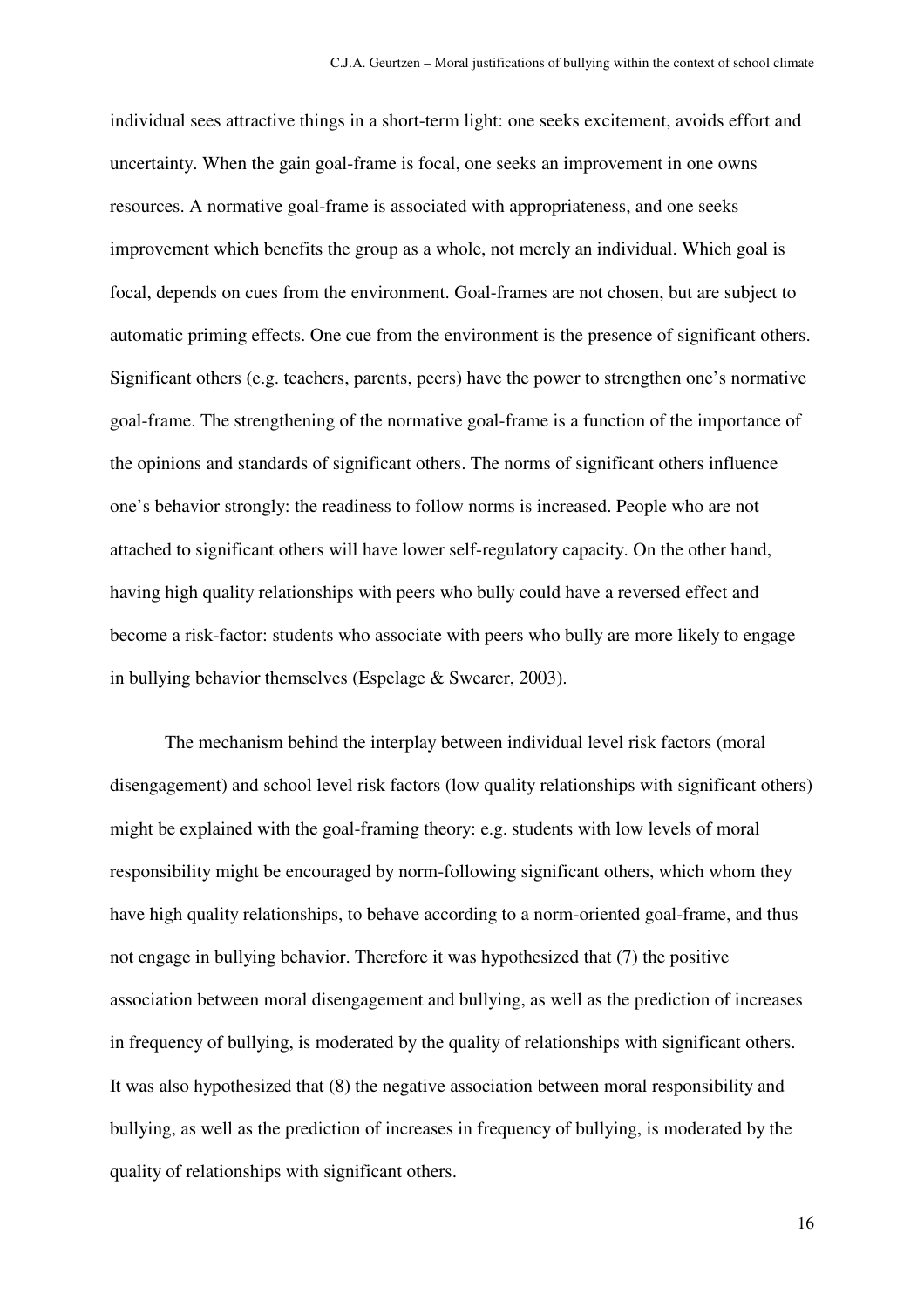individual sees attractive things in a short-term light: one seeks excitement, avoids effort and uncertainty. When the gain goal-frame is focal, one seeks an improvement in one owns resources. A normative goal-frame is associated with appropriateness, and one seeks improvement which benefits the group as a whole, not merely an individual. Which goal is focal, depends on cues from the environment. Goal-frames are not chosen, but are subject to automatic priming effects. One cue from the environment is the presence of significant others. Significant others (e.g. teachers, parents, peers) have the power to strengthen one's normative goal-frame. The strengthening of the normative goal-frame is a function of the importance of the opinions and standards of significant others. The norms of significant others influence one's behavior strongly: the readiness to follow norms is increased. People who are not attached to significant others will have lower self-regulatory capacity. On the other hand, having high quality relationships with peers who bully could have a reversed effect and become a risk-factor: students who associate with peers who bully are more likely to engage in bullying behavior themselves (Espelage & Swearer, 2003).

The mechanism behind the interplay between individual level risk factors (moral disengagement) and school level risk factors (low quality relationships with significant others) might be explained with the goal-framing theory: e.g. students with low levels of moral responsibility might be encouraged by norm-following significant others, which whom they have high quality relationships, to behave according to a norm-oriented goal-frame, and thus not engage in bullying behavior. Therefore it was hypothesized that (7) the positive association between moral disengagement and bullying, as well as the prediction of increases in frequency of bullying, is moderated by the quality of relationships with significant others. It was also hypothesized that (8) the negative association between moral responsibility and bullying, as well as the prediction of increases in frequency of bullying, is moderated by the quality of relationships with significant others.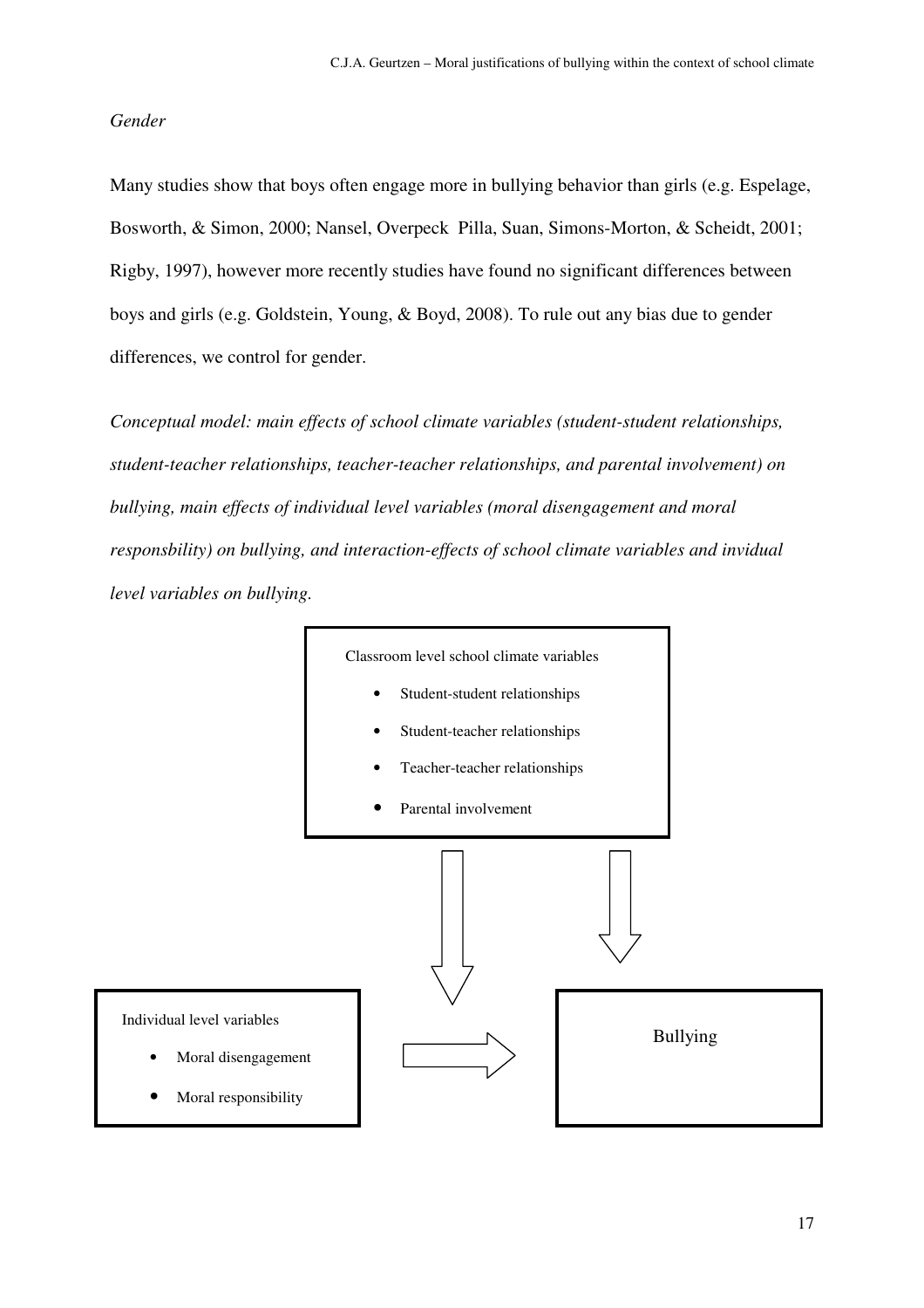*Gender*

Many studies show that boys often engage more in bullying behavior than girls (e.g. Espelage, Bosworth, & Simon, 2000; Nansel, Overpeck  Pilla, Suan, Simons-Morton, & Scheidt, 2001; Rigby, 1997), however more recently studies have found no significant differences between boys and girls (e.g. Goldstein, Young, & Boyd, 2008). To rule out any bias due to gender differences, we control for gender.

*Conceptual model: main effects of school climate variables (student-student relationships, student-teacher relationships, teacher-teacher relationships, and parental involvement) on bullying, main effects of individual level variables (moral disengagement and moral responsbility) on bullying, and interaction-effects of school climate variables and invidual level variables on bullying.*

Classroom level school climate variables

- Student-student relationships
- Student-teacher relationships
- Teacher-teacher relationships
- Parental involvement

Individual level variables

- Moral disengagement
- Moral responsibility

Bullying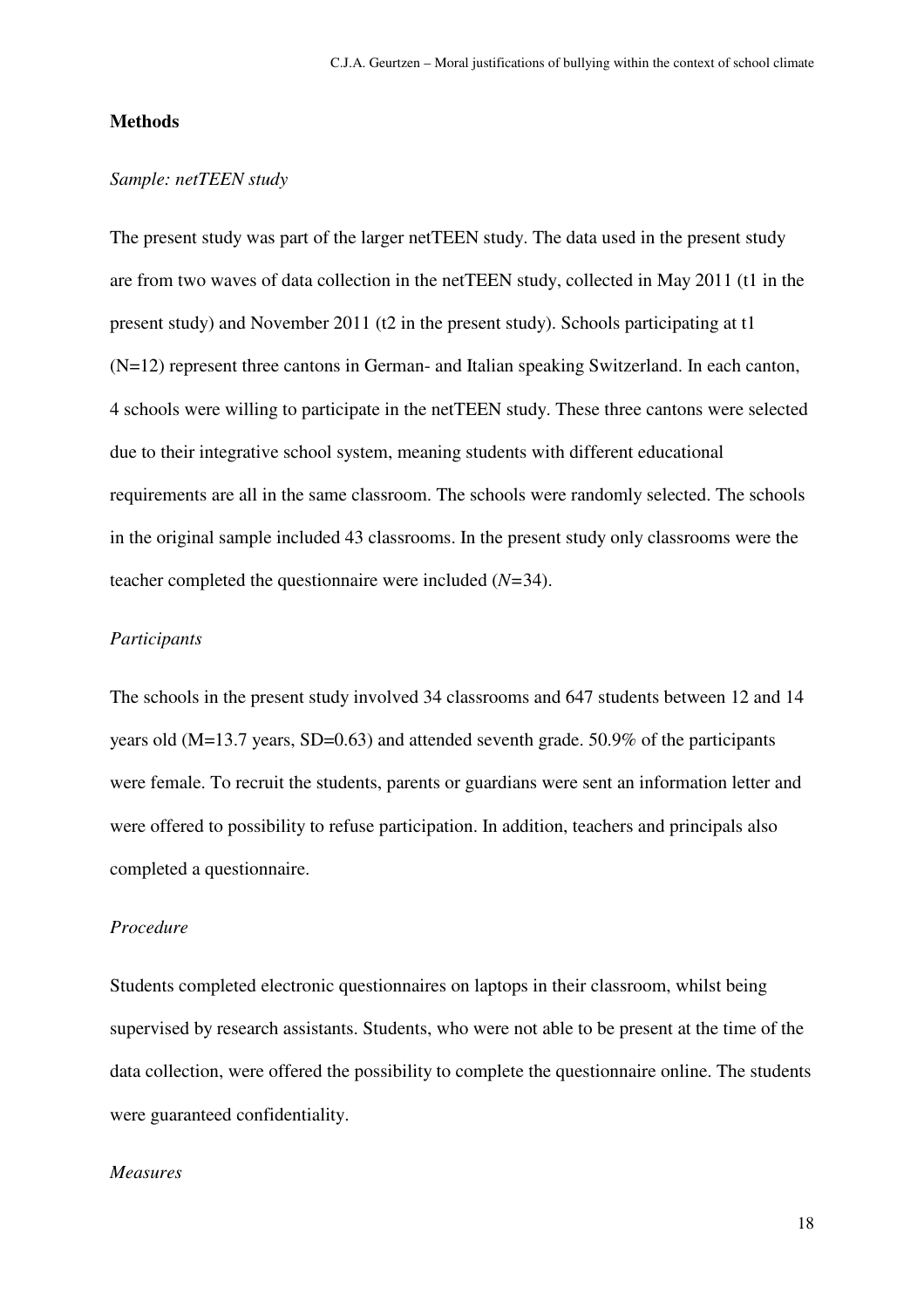## Methods

### *Sample: netTEEN study*

The present study was part of the larger netTEEN study. The data used in the present study are from two waves of data collection in the netTEEN study, collected in May 2011 (t1 in the present study) and November 2011 (t2 in the present study). Schools participating at t1 (N=12) represent three cantons in German- and Italian speaking Switzerland. In each canton, 4 schools were willing to participate in the netTEEN study. These three cantons were selected due to their integrative school system, meaning students with different educational requirements are all in the same classroom. The schools were randomly selected. The schools in the original sample included 43 classrooms. In the present study only classrooms were the teacher completed the questionnaire were included (*N*=34).

### *Participants*

The schools in the present study involved 34 classrooms and 647 students between 12 and 14 years old (M=13.7 years, SD=0.63) and attended seventh grade. 50.9% of the participants were female. To recruit the students, parents or guardians were sent an information letter and were offered to possibility to refuse participation. In addition, teachers and principals also completed a questionnaire.

### *Procedure*

Students completed electronic questionnaires on laptops in their classroom, whilst being supervised by research assistants. Students, who were not able to be present at the time of the data collection, were offered the possibility to complete the questionnaire online. The students were guaranteed confidentiality.

### *Measures*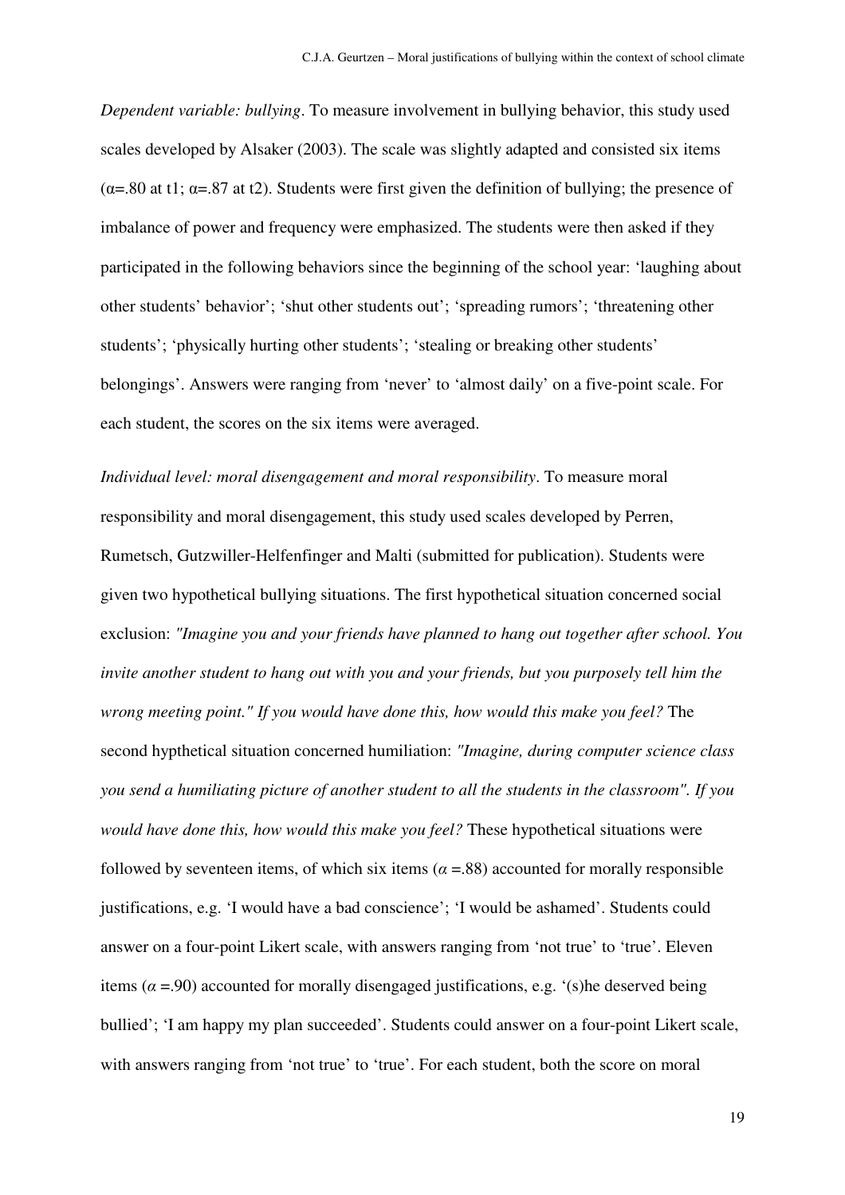*Dependent variable: bullying*. To measure involvement in bullying behavior, this study used scales developed by Alsaker (2003). The scale was slightly adapted and consisted six items ($\alpha$=.80 at t1; $\alpha$=.87 at t2). Students were first given the definition of bullying; the presence of imbalance of power and frequency were emphasized. The students were then asked if they participated in the following behaviors since the beginning of the school year: 'laughing about other students' behavior'; 'shut other students out'; 'spreading rumors'; 'threatening other students'; 'physically hurting other students'; 'stealing or breaking other students' belongings'. Answers were ranging from 'never' to 'almost daily' on a five-point scale. For each student, the scores on the six items were averaged.

*Individual level: moral disengagement and moral responsibility*. To measure moral responsibility and moral disengagement, this study used scales developed by Perren, Rumetsch, Gutzwiller-Helfenfinger and Malti (submitted for publication). Students were given two hypothetical bullying situations. The first hypothetical situation concerned social exclusion: *"Imagine you and your friends have planned to hang out together after school. You invite another student to hang out with you and your friends, but you purposely tell him the wrong meeting point." If you would have done this, how would this make you feel?* The second hypthetical situation concerned humiliation: *"Imagine, during computer science class you send a humiliating picture of another student to all the students in the classroom". If you would have done this, how would this make you feel?* These hypothetical situations were followed by seventeen items, of which six items ($\alpha$ =.88) accounted for morally responsible justifications, e.g. 'I would have a bad conscience'; 'I would be ashamed'. Students could answer on a four-point Likert scale, with answers ranging from 'not true' to 'true'. Eleven items ($\alpha$ =.90) accounted for morally disengaged justifications, e.g. '(s)he deserved being bullied'; 'I am happy my plan succeeded'. Students could answer on a four-point Likert scale, with answers ranging from 'not true' to 'true'. For each student, both the score on moral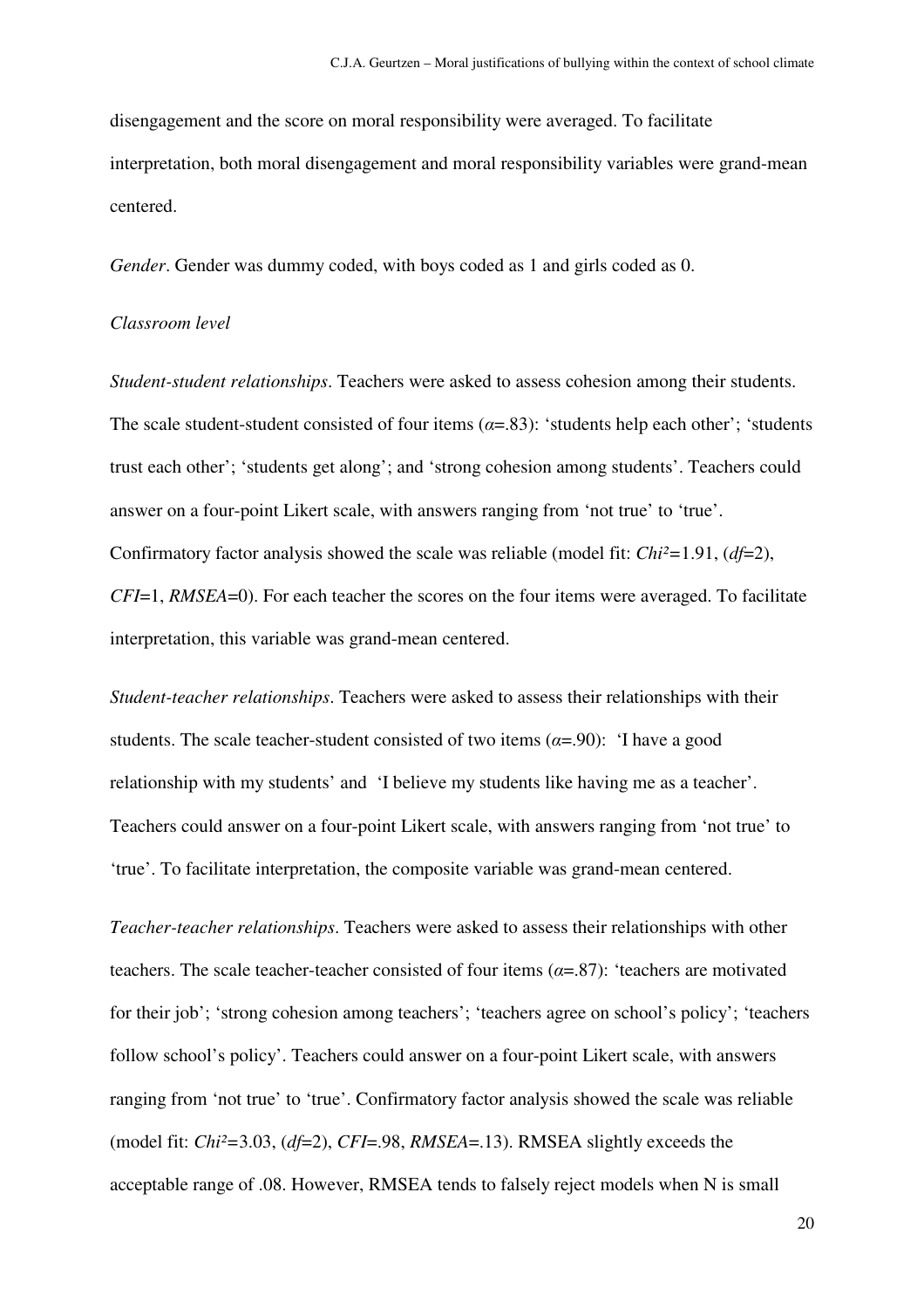disengagement and the score on moral responsibility were averaged. To facilitate interpretation, both moral disengagement and moral responsibility variables were grand-mean centered.

*Gender*. Gender was dummy coded, with boys coded as 1 and girls coded as 0.

*Classroom level*

*Student-student relationships*. Teachers were asked to assess cohesion among their students. The scale student-student consisted of four items ($\alpha$=.83): 'students help each other'; 'students trust each other'; 'students get along'; and 'strong cohesion among students'. Teachers could answer on a four-point Likert scale, with answers ranging from 'not true' to 'true'. Confirmatory factor analysis showed the scale was reliable (model fit: $Chi^2$=1.91, ($df$=2), $CFI$=1, $RMSEA$=0). For each teacher the scores on the four items were averaged. To facilitate interpretation, this variable was grand-mean centered.

*Student-teacher relationships*. Teachers were asked to assess their relationships with their students. The scale teacher-student consisted of two items ($\alpha$=.90): 'I have a good relationship with my students' and 'I believe my students like having me as a teacher'. Teachers could answer on a four-point Likert scale, with answers ranging from 'not true' to 'true'. To facilitate interpretation, the composite variable was grand-mean centered.

*Teacher-teacher relationships*. Teachers were asked to assess their relationships with other teachers. The scale teacher-teacher consisted of four items ($\alpha$=.87): 'teachers are motivated for their job'; 'strong cohesion among teachers'; 'teachers agree on school's policy'; 'teachers follow school's policy'. Teachers could answer on a four-point Likert scale, with answers ranging from 'not true' to 'true'. Confirmatory factor analysis showed the scale was reliable (model fit: $Chi^2$=3.03, ($df$=2), $CFI$=.98, $RMSEA$=.13). RMSEA slightly exceeds the acceptable range of .08. However, RMSEA tends to falsely reject models when N is small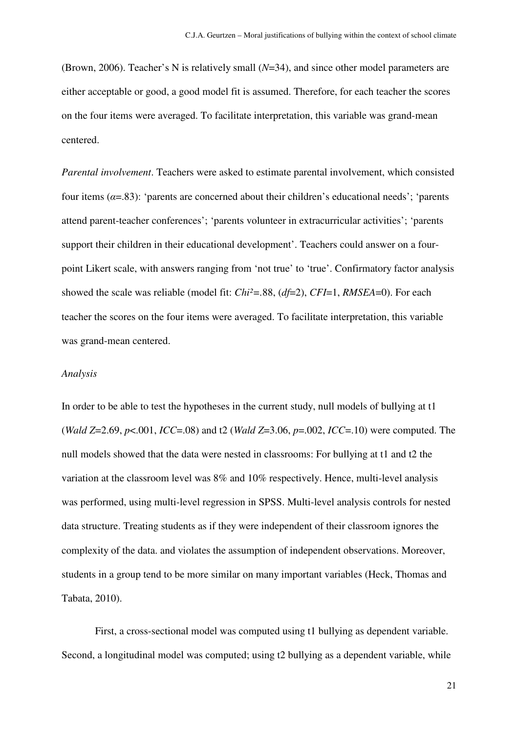(Brown, 2006). Teacher's N is relatively small (*N*=34), and since other model parameters are either acceptable or good, a good model fit is assumed. Therefore, for each teacher the scores on the four items were averaged. To facilitate interpretation, this variable was grand-mean centered.

*Parental involvement*. Teachers were asked to estimate parental involvement, which consisted four items ($\alpha$=.83): 'parents are concerned about their children's educational needs'; 'parents attend parent-teacher conferences'; 'parents volunteer in extracurricular activities'; 'parents support their children in their educational development'. Teachers could answer on a four-point Likert scale, with answers ranging from 'not true' to 'true'. Confirmatory factor analysis showed the scale was reliable (model fit: $Chi^2$=.88, (*df*=2), *CFI*=1, *RMSEA*=0). For each teacher the scores on the four items were averaged. To facilitate interpretation, this variable was grand-mean centered.

*Analysis*

In order to be able to test the hypotheses in the current study, null models of bullying at t1 (*Wald Z*=2.69, $p<.001$, *ICC*=.08) and t2 (*Wald Z*=3.06, $p$=.002, *ICC*=.10) were computed. The null models showed that the data were nested in classrooms: For bullying at t1 and t2 the variation at the classroom level was 8% and 10% respectively. Hence, multi-level analysis was performed, using multi-level regression in SPSS. Multi-level analysis controls for nested data structure. Treating students as if they were independent of their classroom ignores the complexity of the data. and violates the assumption of independent observations. Moreover, students in a group tend to be more similar on many important variables (Heck, Thomas and Tabata, 2010).

First, a cross-sectional model was computed using t1 bullying as dependent variable. Second, a longitudinal model was computed; using t2 bullying as a dependent variable, while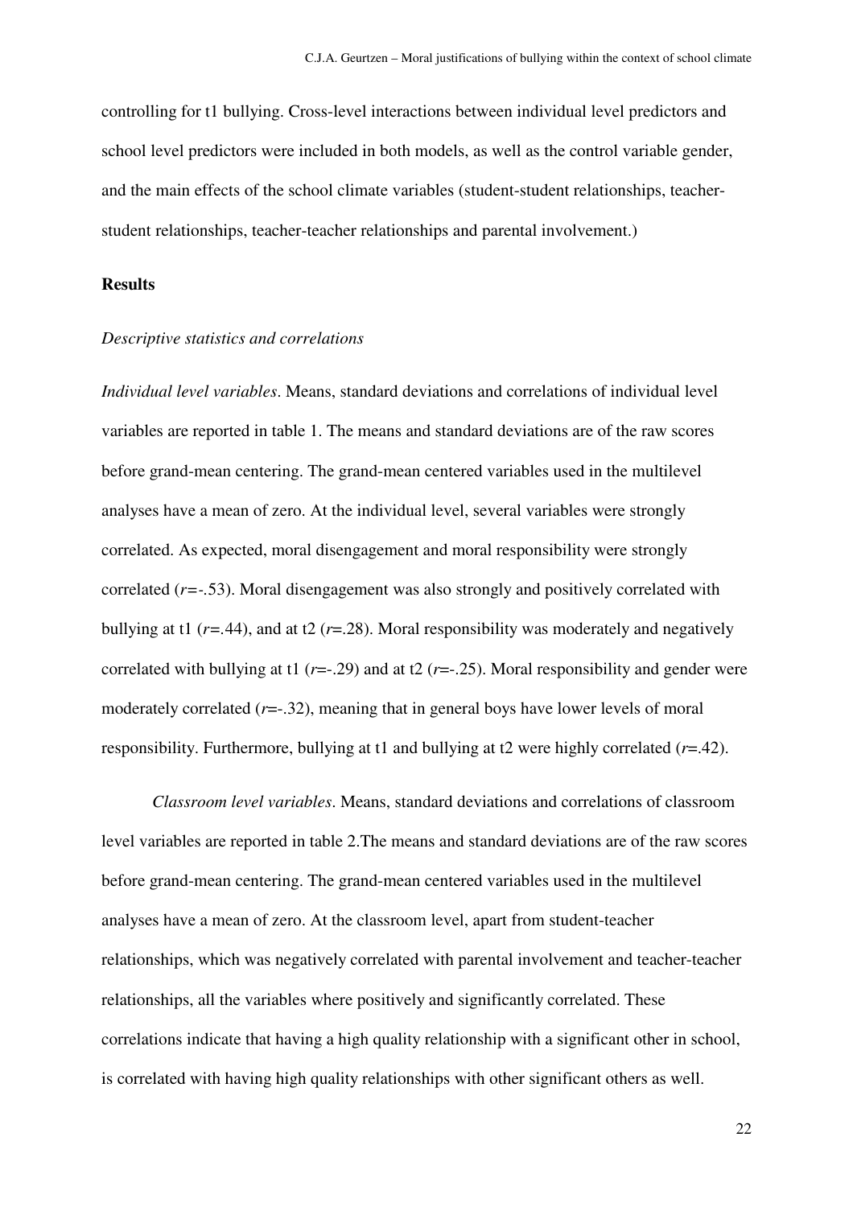controlling for t1 bullying. Cross-level interactions between individual level predictors and school level predictors were included in both models, as well as the control variable gender, and the main effects of the school climate variables (student-student relationships, teacher-student relationships, teacher-teacher relationships and parental involvement.)

## Results

*Descriptive statistics and correlations*

*Individual level variables*. Means, standard deviations and correlations of individual level variables are reported in table 1. The means and standard deviations are of the raw scores before grand-mean centering. The grand-mean centered variables used in the multilevel analyses have a mean of zero. At the individual level, several variables were strongly correlated. As expected, moral disengagement and moral responsibility were strongly correlated ($r$=-.53). Moral disengagement was also strongly and positively correlated with bullying at t1 ($r$=.44), and at t2 ($r$=.28). Moral responsibility was moderately and negatively correlated with bullying at t1 ($r$=-.29) and at t2 ($r$=-.25). Moral responsibility and gender were moderately correlated ($r$=-.32), meaning that in general boys have lower levels of moral responsibility. Furthermore, bullying at t1 and bullying at t2 were highly correlated ($r$=.42).

*Classroom level variables*. Means, standard deviations and correlations of classroom level variables are reported in table 2.The means and standard deviations are of the raw scores before grand-mean centering. The grand-mean centered variables used in the multilevel analyses have a mean of zero. At the classroom level, apart from student-teacher relationships, which was negatively correlated with parental involvement and teacher-teacher relationships, all the variables where positively and significantly correlated. These correlations indicate that having a high quality relationship with a significant other in school, is correlated with having high quality relationships with other significant others as well.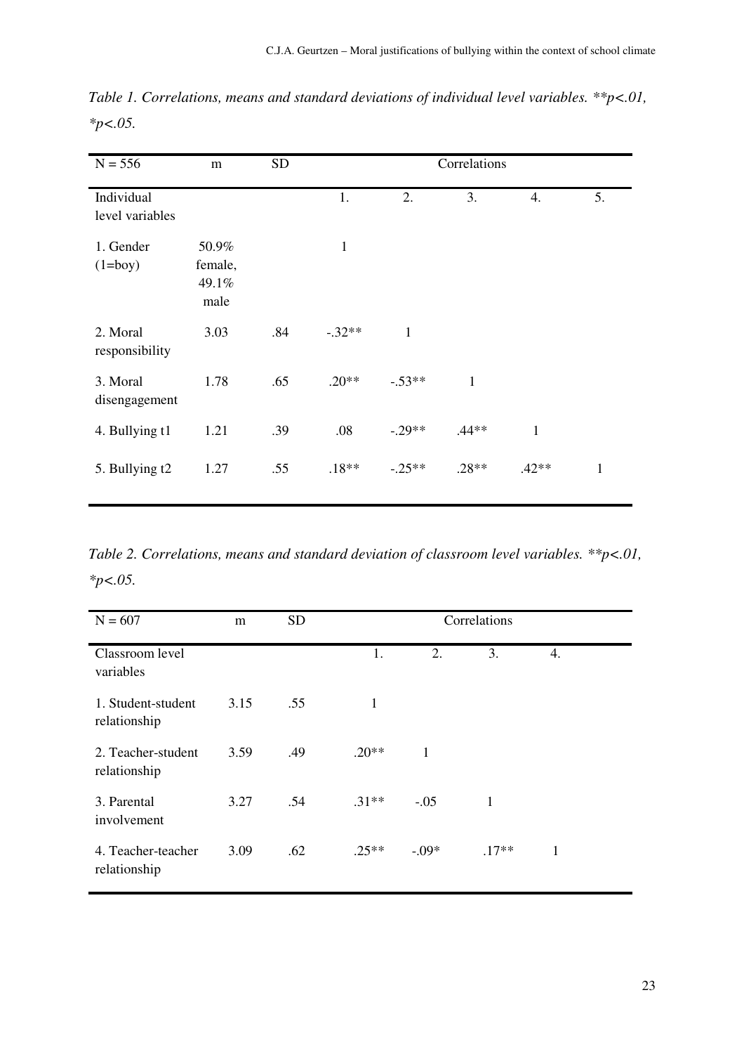*Table 1. Correlations, means and standard deviations of individual level variables. **p<.01, *p<.05.*

| N = 556 | m | SD | Correlations | | | | |
|---|---|---|---|---|---|---|---|
| Individual level variables | | | 1. | 2. | 3. | 4. | 5. |
| 1. Gender (1=boy) | 50.9% female, 49.1% male | | 1 | | | | |
| 2. Moral responsibility | 3.03 | .84 | -.32** | 1 | | | |
| 3. Moral disengagement | 1.78 | .65 | .20** | -.53** | 1 | | |
| 4. Bullying t1 | 1.21 | .39 | .08 | -.29** | .44** | 1 | |
| 5. Bullying t2 | 1.27 | .55 | .18** | -.25** | .28** | .42** | 1 |

*Table 2. Correlations, means and standard deviation of classroom level variables. **p<.01, *p<.05.*

| N = 607 | m | SD | Correlations | | | |
|---|---|---|---|---|---|---|
| Classroom level variables | | | 1. | 2. | 3. | 4. |
| 1. Student-student relationship | 3.15 | .55 | 1 | | | |
| 2. Teacher-student relationship | 3.59 | .49 | .20** | 1 | | |
| 3. Parental involvement | 3.27 | .54 | .31** | -.05 | 1 | |
| 4. Teacher-teacher relationship | 3.09 | .62 | .25** | -.09* | .17** | 1 |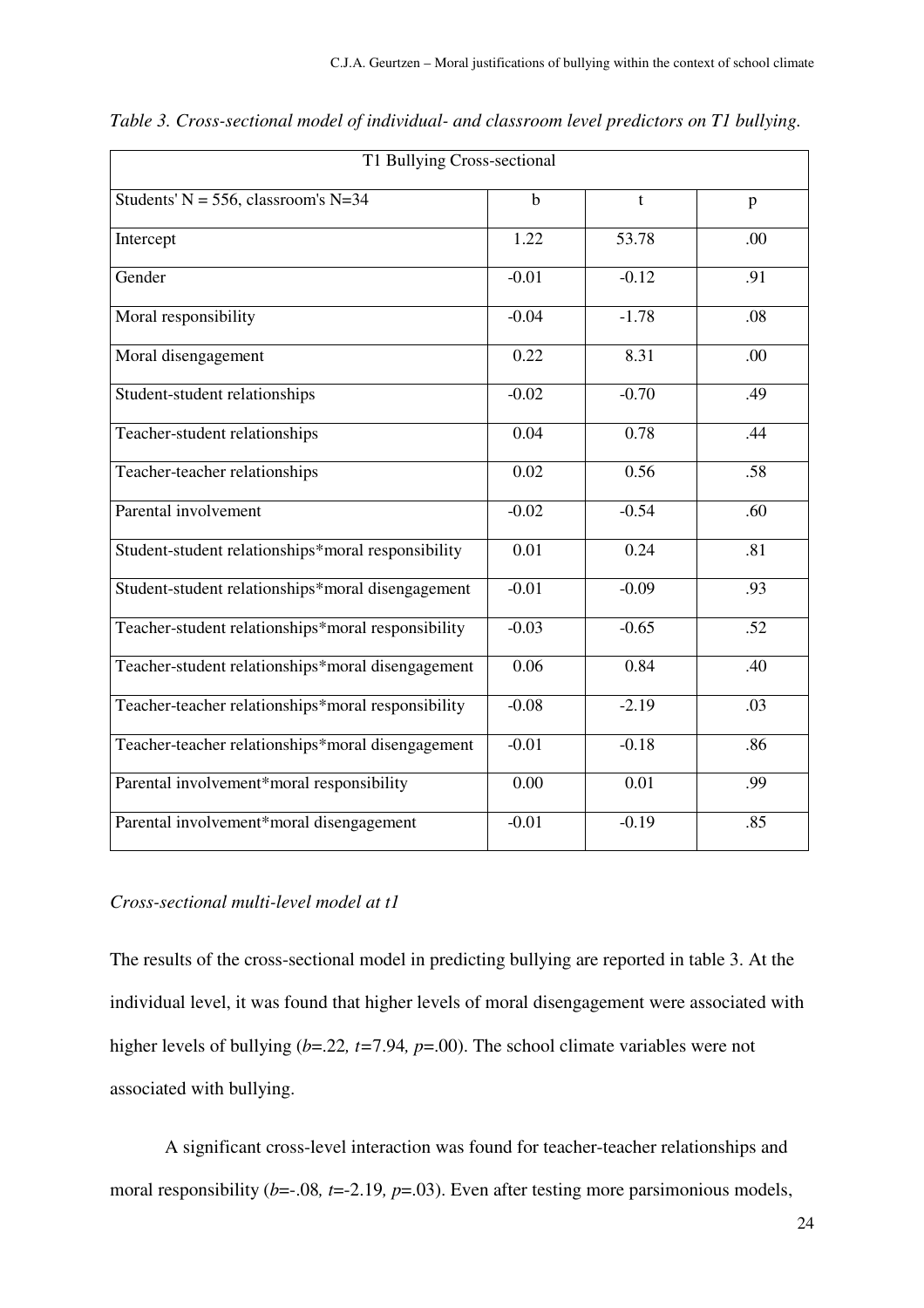*Table 3. Cross-sectional model of individual- and classroom level predictors on T1 bullying.*

| T1 Bullying Cross-sectional | | | |
|---|---|---|---|
| Students' N = 556, classroom's N=34 | b | t | p |
| Intercept | 1.22 | 53.78 | .00 |
| Gender | -0.01 | -0.12 | .91 |
| Moral responsibility | -0.04 | -1.78 | .08 |
| Moral disengagement | 0.22 | 8.31 | .00 |
| Student-student relationships | -0.02 | -0.70 | .49 |
| Teacher-student relationships | 0.04 | 0.78 | .44 |
| Teacher-teacher relationships | 0.02 | 0.56 | .58 |
| Parental involvement | -0.02 | -0.54 | .60 |
| Student-student relationships*moral responsibility | 0.01 | 0.24 | .81 |
| Student-student relationships*moral disengagement | -0.01 | -0.09 | .93 |
| Teacher-student relationships*moral responsibility | -0.03 | -0.65 | .52 |
| Teacher-student relationships*moral disengagement | 0.06 | 0.84 | .40 |
| Teacher-teacher relationships*moral responsibility | -0.08 | -2.19 | .03 |
| Teacher-teacher relationships*moral disengagement | -0.01 | -0.18 | .86 |
| Parental involvement*moral responsibility | 0.00 | 0.01 | .99 |
| Parental involvement*moral disengagement | -0.01 | -0.19 | .85 |

*Cross-sectional multi-level model at t1*

The results of the cross-sectional model in predicting bullying are reported in table 3. At the individual level, it was found that higher levels of moral disengagement were associated with higher levels of bullying ($b$=.22*,* $t$=7.94*,* $p$=.00). The school climate variables were not associated with bullying.

A significant cross-level interaction was found for teacher-teacher relationships and moral responsibility ($b$=-.08*,* $t$=-2.19*,* $p$=.03). Even after testing more parsimonious models,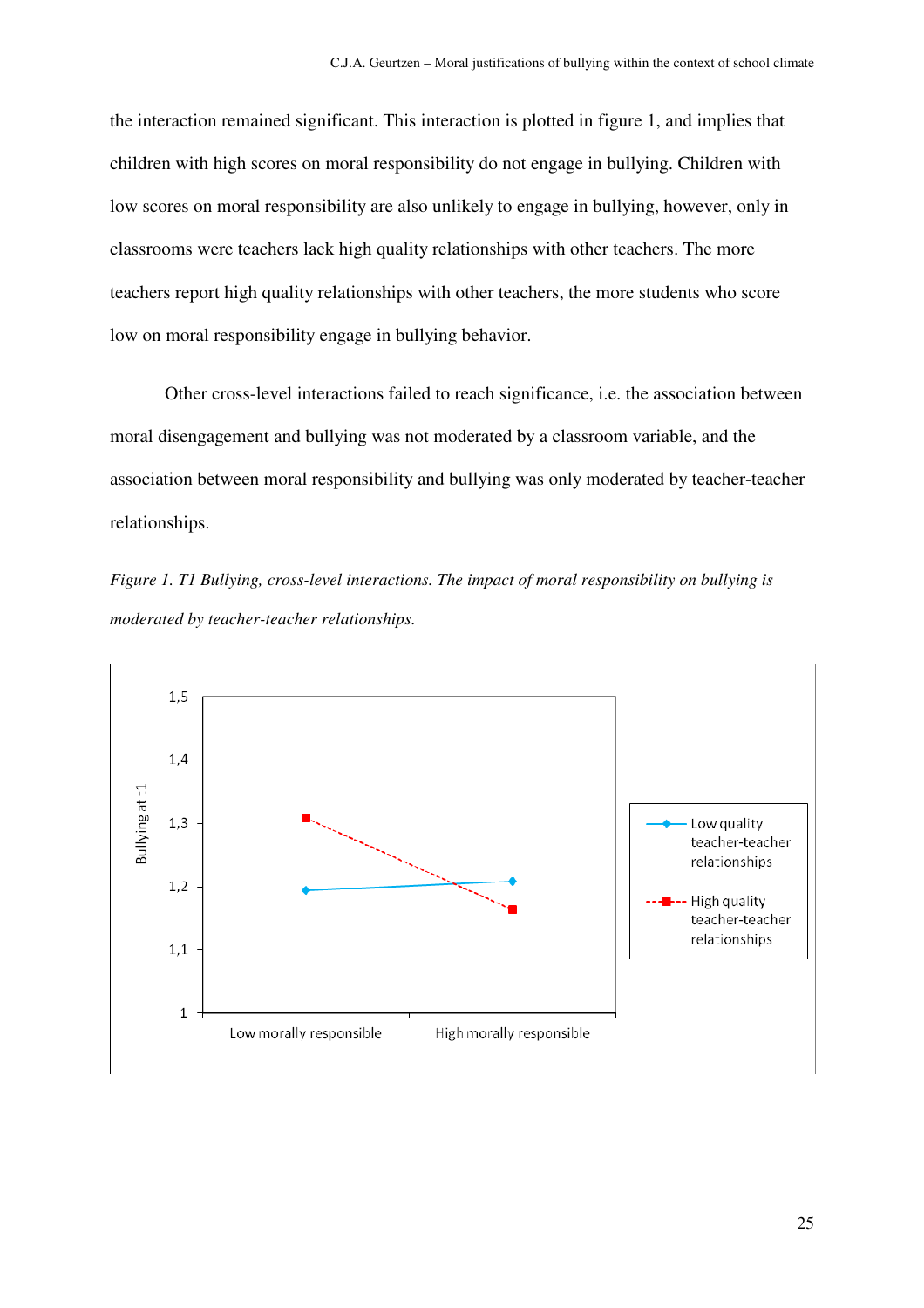the interaction remained significant. This interaction is plotted in figure 1, and implies that children with high scores on moral responsibility do not engage in bullying. Children with low scores on moral responsibility are also unlikely to engage in bullying, however, only in classrooms were teachers lack high quality relationships with other teachers. The more teachers report high quality relationships with other teachers, the more students who score low on moral responsibility engage in bullying behavior.

Other cross-level interactions failed to reach significance, i.e. the association between moral disengagement and bullying was not moderated by a classroom variable, and the association between moral responsibility and bullying was only moderated by teacher-teacher relationships.

*Figure 1. T1 Bullying, cross-level interactions. The impact of moral responsibility on bullying is moderated by teacher-teacher relationships.*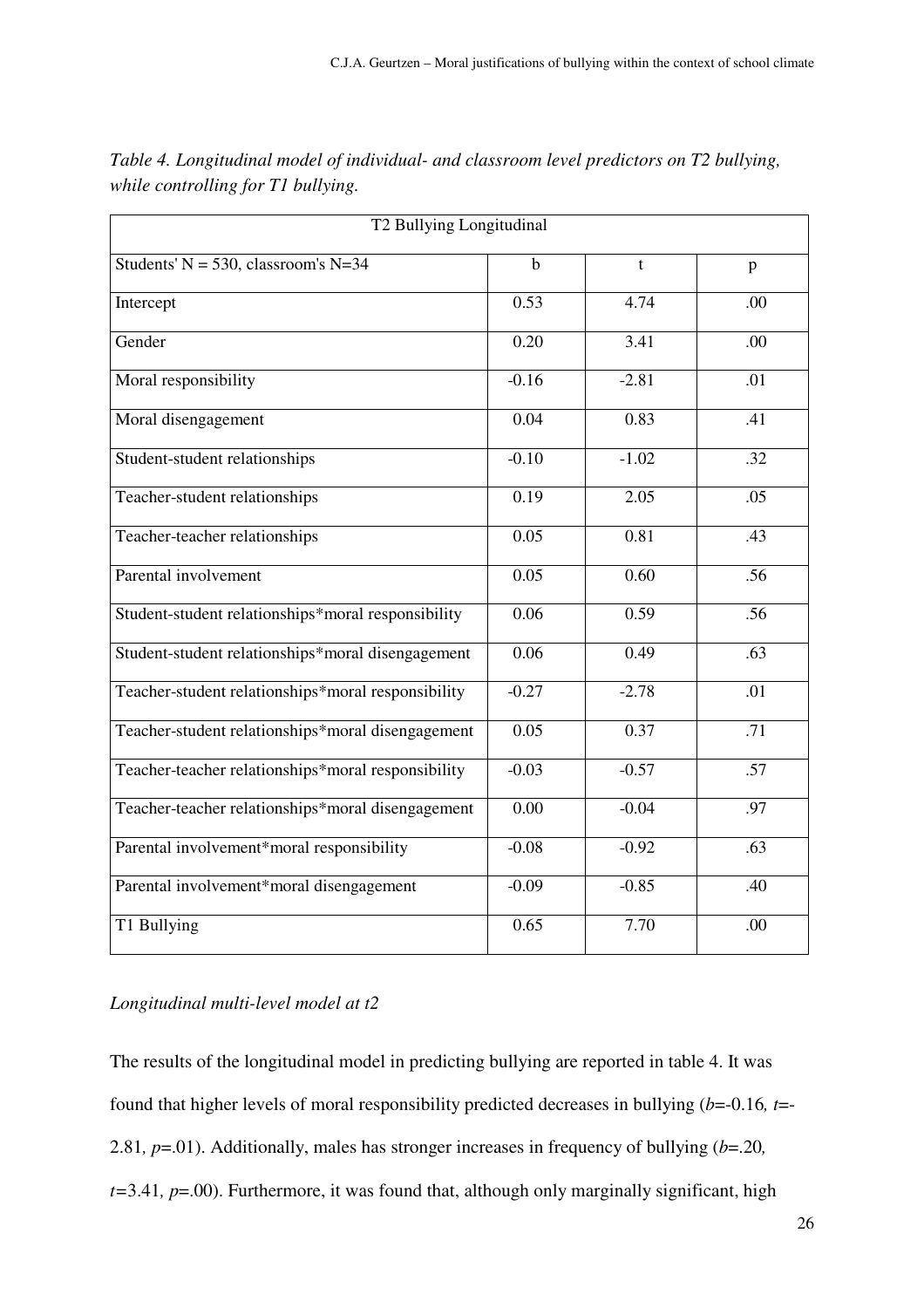*Table 4. Longitudinal model of individual- and classroom level predictors on T2 bullying, while controlling for T1 bullying.*

| T2 Bullying Longitudinal | | | |
|---|---|---|---|
| Students' N = 530, classroom's N=34 | b | t | p |
| Intercept | 0.53 | 4.74 | .00 |
| Gender | 0.20 | 3.41 | .00 |
| Moral responsibility | -0.16 | -2.81 | .01 |
| Moral disengagement | 0.04 | 0.83 | .41 |
| Student-student relationships | -0.10 | -1.02 | .32 |
| Teacher-student relationships | 0.19 | 2.05 | .05 |
| Teacher-teacher relationships | 0.05 | 0.81 | .43 |
| Parental involvement | 0.05 | 0.60 | .56 |
| Student-student relationships*moral responsibility | 0.06 | 0.59 | .56 |
| Student-student relationships*moral disengagement | 0.06 | 0.49 | .63 |
| Teacher-student relationships*moral responsibility | -0.27 | -2.78 | .01 |
| Teacher-student relationships*moral disengagement | 0.05 | 0.37 | .71 |
| Teacher-teacher relationships*moral responsibility | -0.03 | -0.57 | .57 |
| Teacher-teacher relationships*moral disengagement | 0.00 | -0.04 | .97 |
| Parental involvement*moral responsibility | -0.08 | -0.92 | .63 |
| Parental involvement*moral disengagement | -0.09 | -0.85 | .40 |
| T1 Bullying | 0.65 | 7.70 | .00 |

*Longitudinal multi-level model at t2*

The results of the longitudinal model in predicting bullying are reported in table 4. It was found that higher levels of moral responsibility predicted decreases in bullying ($b$=-0.16, $t$=-2.81, $p$=.01). Additionally, males has stronger increases in frequency of bullying ($b$=.20, $t$=3.41, $p$=.00). Furthermore, it was found that, although only marginally significant, high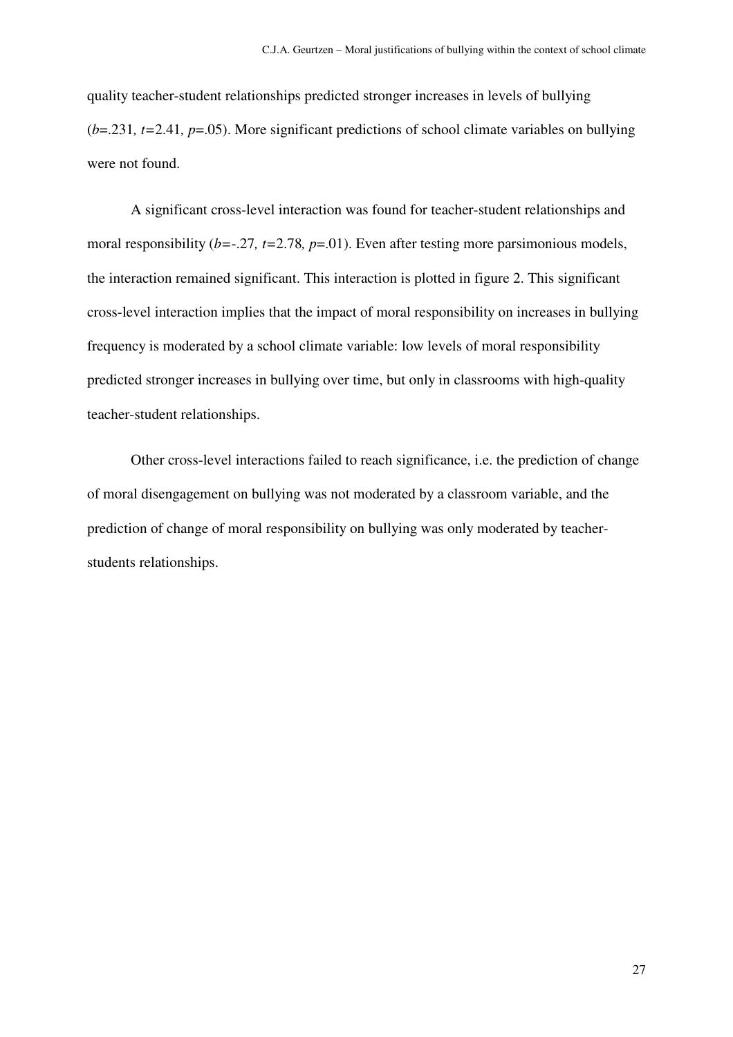quality teacher-student relationships predicted stronger increases in levels of bullying ($b$=.231, $t$=2.41, $p$=.05). More significant predictions of school climate variables on bullying were not found.

A significant cross-level interaction was found for teacher-student relationships and moral responsibility ($b$=-.27, $t$=2.78, $p$=.01). Even after testing more parsimonious models, the interaction remained significant. This interaction is plotted in figure 2. This significant cross-level interaction implies that the impact of moral responsibility on increases in bullying frequency is moderated by a school climate variable: low levels of moral responsibility predicted stronger increases in bullying over time, but only in classrooms with high-quality teacher-student relationships.

Other cross-level interactions failed to reach significance, i.e. the prediction of change of moral disengagement on bullying was not moderated by a classroom variable, and the prediction of change of moral responsibility on bullying was only moderated by teacher-students relationships.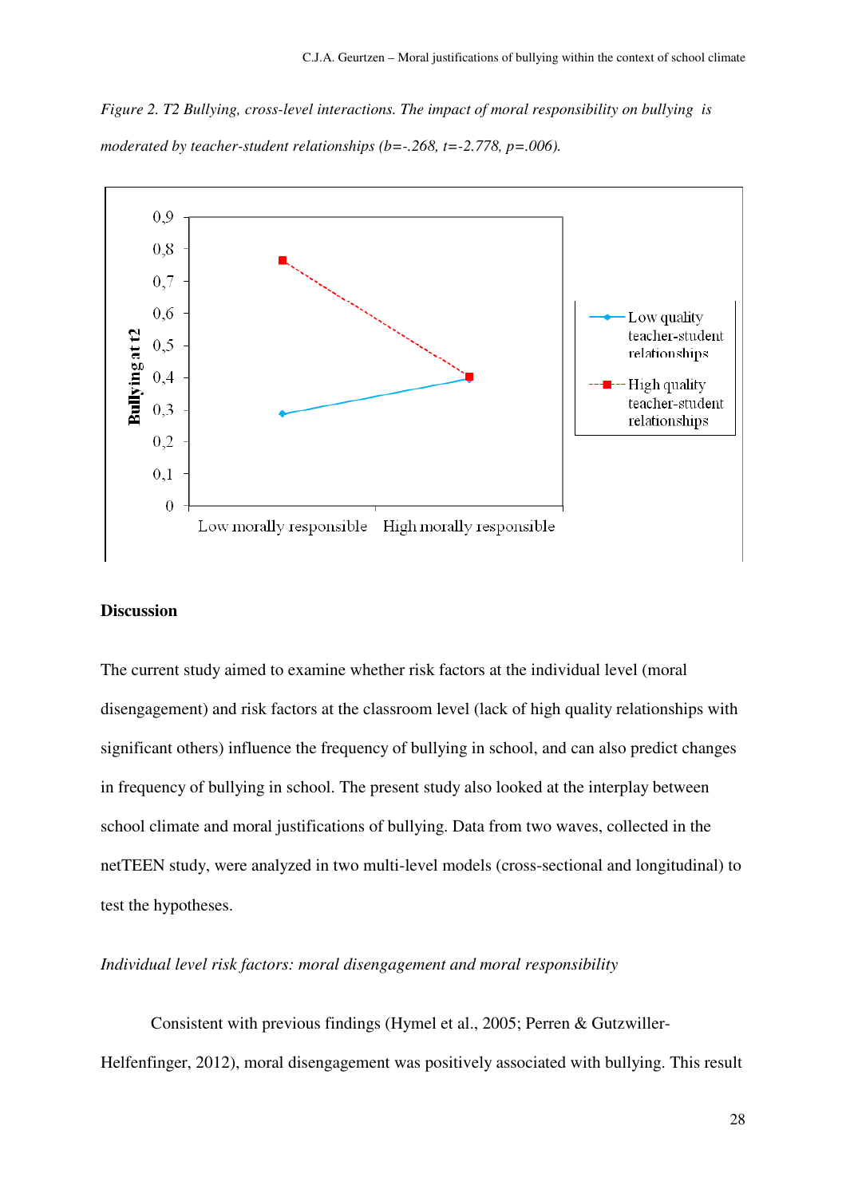*Figure 2. T2 Bullying, cross-level interactions. The impact of moral responsibility on bullying is moderated by teacher-student relationships (b=-.268, t=-2.778, p=.006).*

## Discussion

The current study aimed to examine whether risk factors at the individual level (moral disengagement) and risk factors at the classroom level (lack of high quality relationships with significant others) influence the frequency of bullying in school, and can also predict changes in frequency of bullying in school. The present study also looked at the interplay between school climate and moral justifications of bullying. Data from two waves, collected in the netTEEN study, were analyzed in two multi-level models (cross-sectional and longitudinal) to test the hypotheses.

### *Individual level risk factors: moral disengagement and moral responsibility*

Consistent with previous findings (Hymel et al., 2005; Perren & Gutzwiller-Helfenfinger, 2012), moral disengagement was positively associated with bullying. This result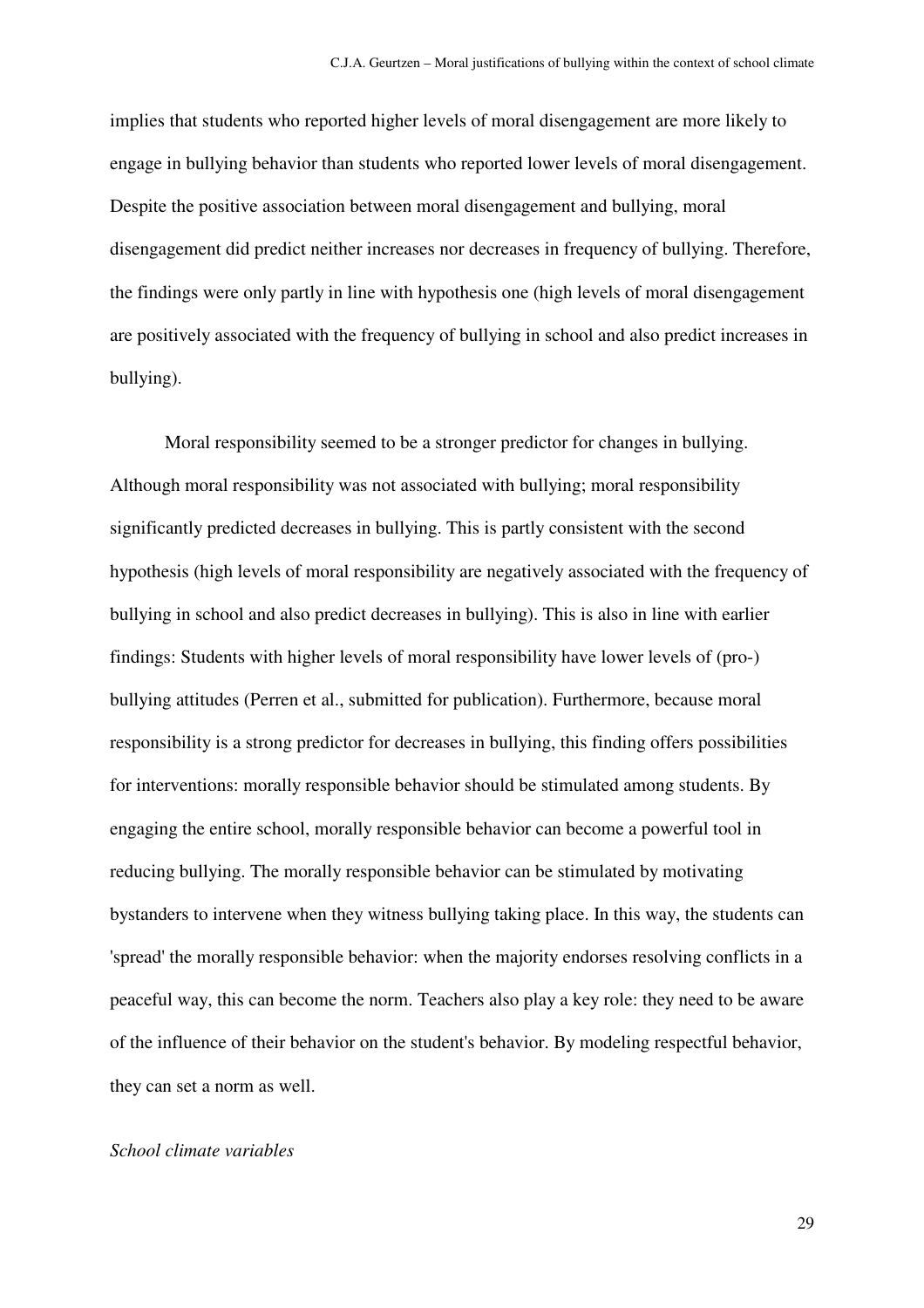implies that students who reported higher levels of moral disengagement are more likely to engage in bullying behavior than students who reported lower levels of moral disengagement. Despite the positive association between moral disengagement and bullying, moral disengagement did predict neither increases nor decreases in frequency of bullying. Therefore, the findings were only partly in line with hypothesis one (high levels of moral disengagement are positively associated with the frequency of bullying in school and also predict increases in bullying).

Moral responsibility seemed to be a stronger predictor for changes in bullying. Although moral responsibility was not associated with bullying; moral responsibility significantly predicted decreases in bullying. This is partly consistent with the second hypothesis (high levels of moral responsibility are negatively associated with the frequency of bullying in school and also predict decreases in bullying). This is also in line with earlier findings: Students with higher levels of moral responsibility have lower levels of (pro-) bullying attitudes (Perren et al., submitted for publication). Furthermore, because moral responsibility is a strong predictor for decreases in bullying, this finding offers possibilities for interventions: morally responsible behavior should be stimulated among students. By engaging the entire school, morally responsible behavior can become a powerful tool in reducing bullying. The morally responsible behavior can be stimulated by motivating bystanders to intervene when they witness bullying taking place. In this way, the students can 'spread' the morally responsible behavior: when the majority endorses resolving conflicts in a peaceful way, this can become the norm. Teachers also play a key role: they need to be aware of the influence of their behavior on the student's behavior. By modeling respectful behavior, they can set a norm as well.

*School climate variables*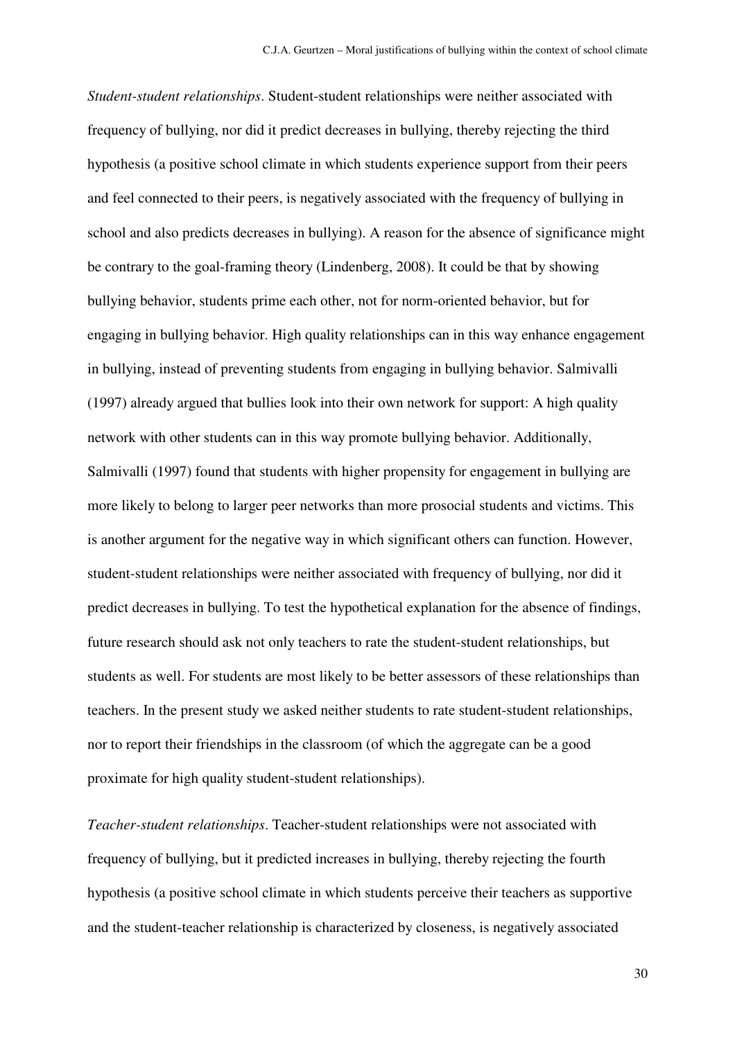*Student-student relationships*. Student-student relationships were neither associated with frequency of bullying, nor did it predict decreases in bullying, thereby rejecting the third hypothesis (a positive school climate in which students experience support from their peers and feel connected to their peers, is negatively associated with the frequency of bullying in school and also predicts decreases in bullying). A reason for the absence of significance might be contrary to the goal-framing theory (Lindenberg, 2008). It could be that by showing bullying behavior, students prime each other, not for norm-oriented behavior, but for engaging in bullying behavior. High quality relationships can in this way enhance engagement in bullying, instead of preventing students from engaging in bullying behavior. Salmivalli (1997) already argued that bullies look into their own network for support: A high quality network with other students can in this way promote bullying behavior. Additionally, Salmivalli (1997) found that students with higher propensity for engagement in bullying are more likely to belong to larger peer networks than more prosocial students and victims. This is another argument for the negative way in which significant others can function. However, student-student relationships were neither associated with frequency of bullying, nor did it predict decreases in bullying. To test the hypothetical explanation for the absence of findings, future research should ask not only teachers to rate the student-student relationships, but students as well. For students are most likely to be better assessors of these relationships than teachers. In the present study we asked neither students to rate student-student relationships, nor to report their friendships in the classroom (of which the aggregate can be a good proximate for high quality student-student relationships).

*Teacher-student relationships*. Teacher-student relationships were not associated with frequency of bullying, but it predicted increases in bullying, thereby rejecting the fourth hypothesis (a positive school climate in which students perceive their teachers as supportive and the student-teacher relationship is characterized by closeness, is negatively associated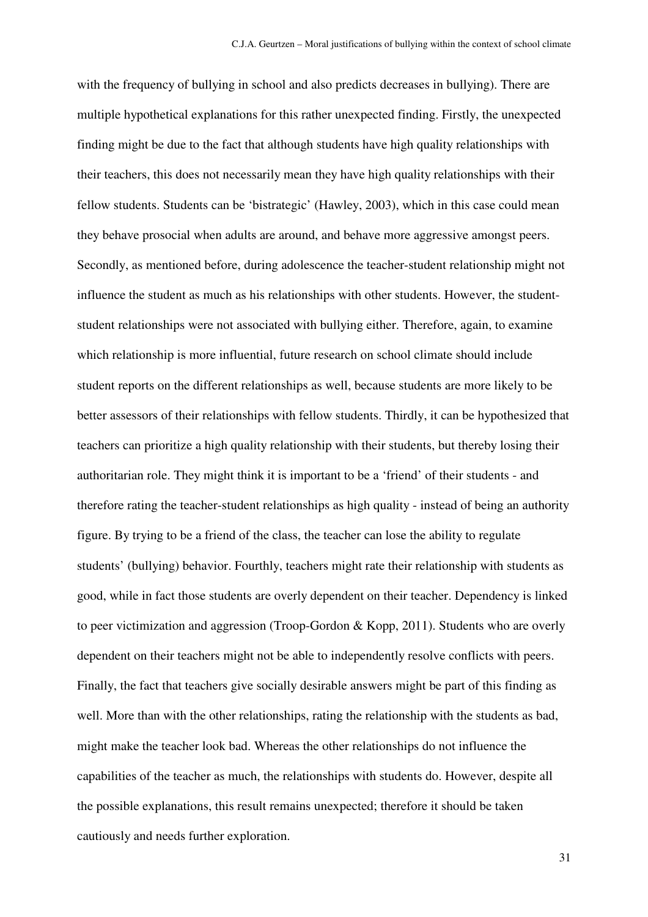with the frequency of bullying in school and also predicts decreases in bullying). There are multiple hypothetical explanations for this rather unexpected finding. Firstly, the unexpected finding might be due to the fact that although students have high quality relationships with their teachers, this does not necessarily mean they have high quality relationships with their fellow students. Students can be 'bistrategic' (Hawley, 2003), which in this case could mean they behave prosocial when adults are around, and behave more aggressive amongst peers. Secondly, as mentioned before, during adolescence the teacher-student relationship might not influence the student as much as his relationships with other students. However, the student-student relationships were not associated with bullying either. Therefore, again, to examine which relationship is more influential, future research on school climate should include student reports on the different relationships as well, because students are more likely to be better assessors of their relationships with fellow students. Thirdly, it can be hypothesized that teachers can prioritize a high quality relationship with their students, but thereby losing their authoritarian role. They might think it is important to be a 'friend' of their students - and therefore rating the teacher-student relationships as high quality - instead of being an authority figure. By trying to be a friend of the class, the teacher can lose the ability to regulate students' (bullying) behavior. Fourthly, teachers might rate their relationship with students as good, while in fact those students are overly dependent on their teacher. Dependency is linked to peer victimization and aggression (Troop-Gordon & Kopp, 2011). Students who are overly dependent on their teachers might not be able to independently resolve conflicts with peers. Finally, the fact that teachers give socially desirable answers might be part of this finding as well. More than with the other relationships, rating the relationship with the students as bad, might make the teacher look bad. Whereas the other relationships do not influence the capabilities of the teacher as much, the relationships with students do. However, despite all the possible explanations, this result remains unexpected; therefore it should be taken cautiously and needs further exploration.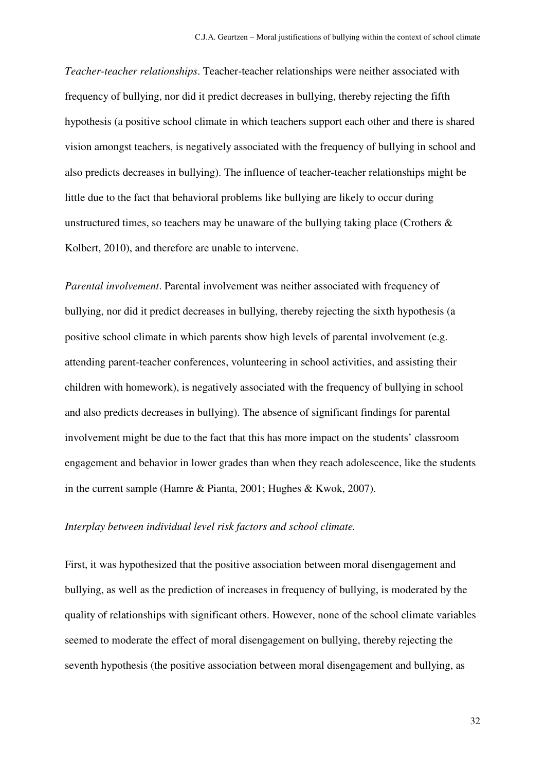*Teacher-teacher relationships*. Teacher-teacher relationships were neither associated with frequency of bullying, nor did it predict decreases in bullying, thereby rejecting the fifth hypothesis (a positive school climate in which teachers support each other and there is shared vision amongst teachers, is negatively associated with the frequency of bullying in school and also predicts decreases in bullying). The influence of teacher-teacher relationships might be little due to the fact that behavioral problems like bullying are likely to occur during unstructured times, so teachers may be unaware of the bullying taking place (Crothers & Kolbert, 2010), and therefore are unable to intervene.

*Parental involvement*. Parental involvement was neither associated with frequency of bullying, nor did it predict decreases in bullying, thereby rejecting the sixth hypothesis (a positive school climate in which parents show high levels of parental involvement (e.g. attending parent-teacher conferences, volunteering in school activities, and assisting their children with homework), is negatively associated with the frequency of bullying in school and also predicts decreases in bullying). The absence of significant findings for parental involvement might be due to the fact that this has more impact on the students' classroom engagement and behavior in lower grades than when they reach adolescence, like the students in the current sample (Hamre & Pianta, 2001; Hughes & Kwok, 2007).

*Interplay between individual level risk factors and school climate.*

First, it was hypothesized that the positive association between moral disengagement and bullying, as well as the prediction of increases in frequency of bullying, is moderated by the quality of relationships with significant others. However, none of the school climate variables seemed to moderate the effect of moral disengagement on bullying, thereby rejecting the seventh hypothesis (the positive association between moral disengagement and bullying, as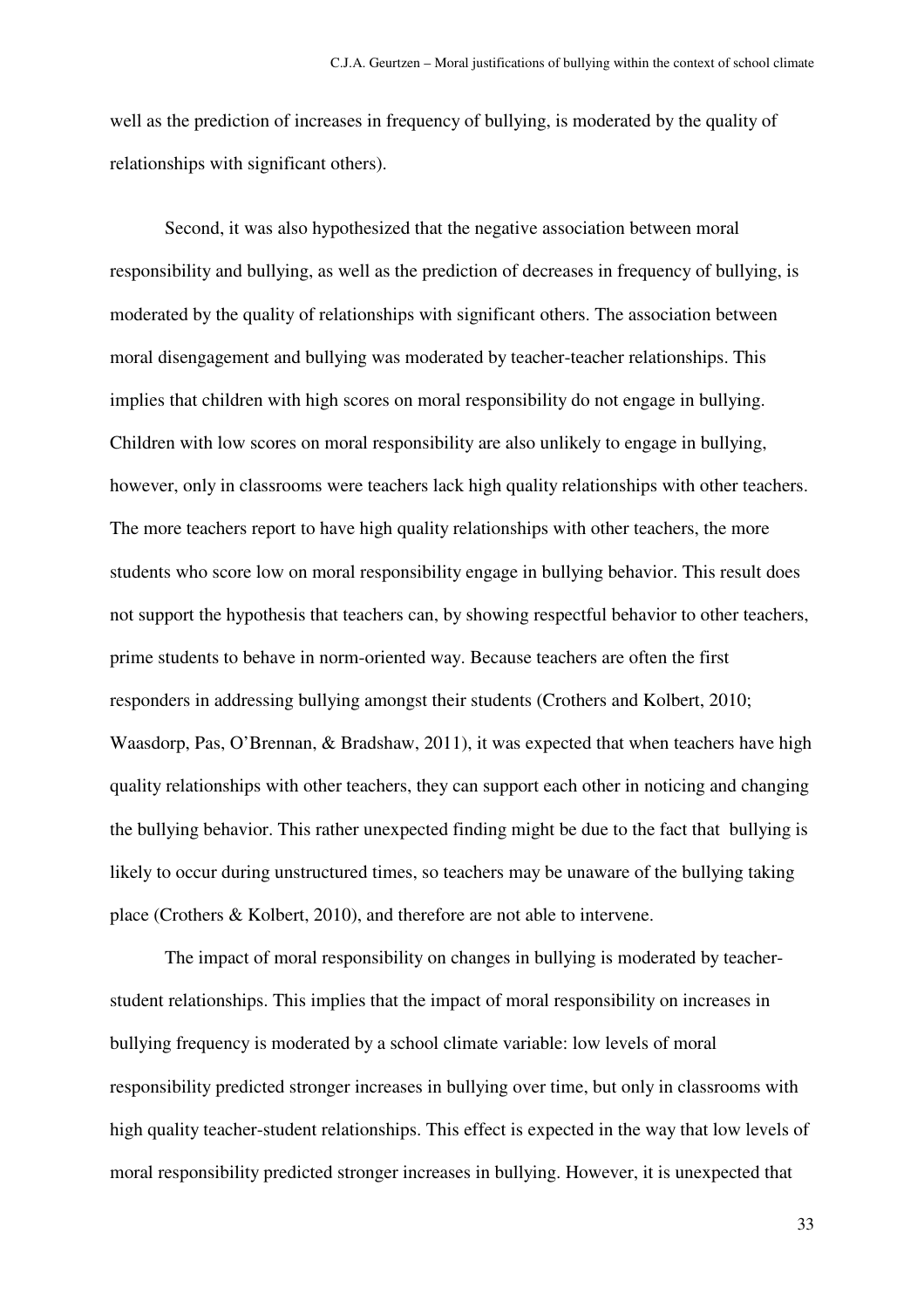well as the prediction of increases in frequency of bullying, is moderated by the quality of relationships with significant others).

Second, it was also hypothesized that the negative association between moral responsibility and bullying, as well as the prediction of decreases in frequency of bullying, is moderated by the quality of relationships with significant others. The association between moral disengagement and bullying was moderated by teacher-teacher relationships. This implies that children with high scores on moral responsibility do not engage in bullying. Children with low scores on moral responsibility are also unlikely to engage in bullying, however, only in classrooms were teachers lack high quality relationships with other teachers. The more teachers report to have high quality relationships with other teachers, the more students who score low on moral responsibility engage in bullying behavior. This result does not support the hypothesis that teachers can, by showing respectful behavior to other teachers, prime students to behave in norm-oriented way. Because teachers are often the first responders in addressing bullying amongst their students (Crothers and Kolbert, 2010; Waasdorp, Pas, O'Brennan, & Bradshaw, 2011), it was expected that when teachers have high quality relationships with other teachers, they can support each other in noticing and changing the bullying behavior. This rather unexpected finding might be due to the fact that bullying is likely to occur during unstructured times, so teachers may be unaware of the bullying taking place (Crothers & Kolbert, 2010), and therefore are not able to intervene.

The impact of moral responsibility on changes in bullying is moderated by teacher-student relationships. This implies that the impact of moral responsibility on increases in bullying frequency is moderated by a school climate variable: low levels of moral responsibility predicted stronger increases in bullying over time, but only in classrooms with high quality teacher-student relationships. This effect is expected in the way that low levels of moral responsibility predicted stronger increases in bullying. However, it is unexpected that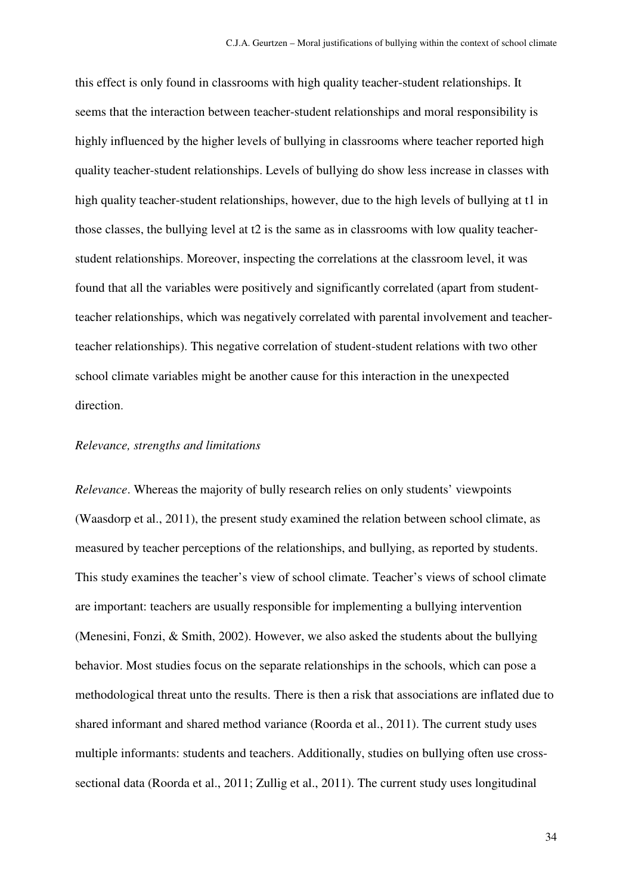this effect is only found in classrooms with high quality teacher-student relationships. It seems that the interaction between teacher-student relationships and moral responsibility is highly influenced by the higher levels of bullying in classrooms where teacher reported high quality teacher-student relationships. Levels of bullying do show less increase in classes with high quality teacher-student relationships, however, due to the high levels of bullying at t1 in those classes, the bullying level at t2 is the same as in classrooms with low quality teacher-student relationships. Moreover, inspecting the correlations at the classroom level, it was found that all the variables were positively and significantly correlated (apart from student-teacher relationships, which was negatively correlated with parental involvement and teacher-teacher relationships). This negative correlation of student-student relations with two other school climate variables might be another cause for this interaction in the unexpected direction.

*Relevance, strengths and limitations*

*Relevance*. Whereas the majority of bully research relies on only students' viewpoints (Waasdorp et al., 2011), the present study examined the relation between school climate, as measured by teacher perceptions of the relationships, and bullying, as reported by students. This study examines the teacher's view of school climate. Teacher's views of school climate are important: teachers are usually responsible for implementing a bullying intervention (Menesini, Fonzi, & Smith, 2002). However, we also asked the students about the bullying behavior. Most studies focus on the separate relationships in the schools, which can pose a methodological threat unto the results. There is then a risk that associations are inflated due to shared informant and shared method variance (Roorda et al., 2011). The current study uses multiple informants: students and teachers. Additionally, studies on bullying often use cross-sectional data (Roorda et al., 2011; Zullig et al., 2011). The current study uses longitudinal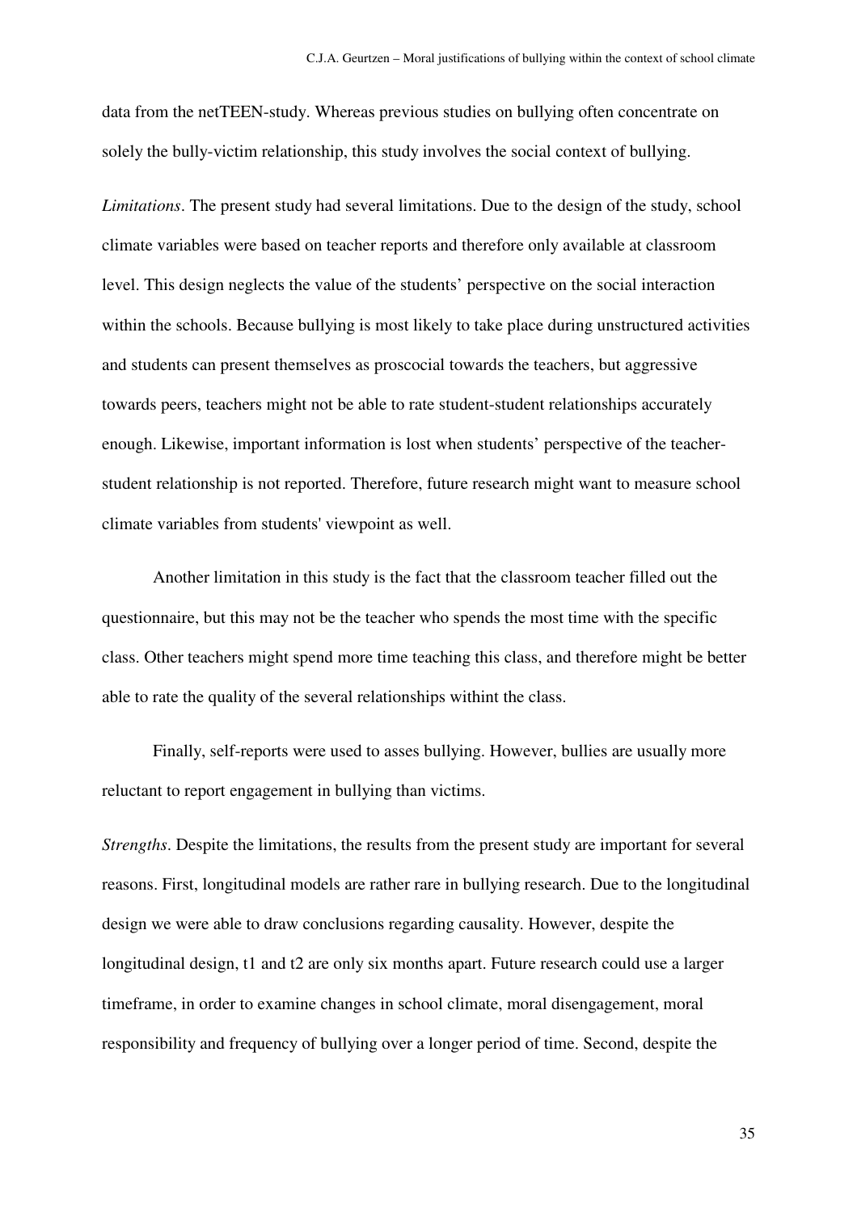data from the netTEEN-study. Whereas previous studies on bullying often concentrate on solely the bully-victim relationship, this study involves the social context of bullying.

*Limitations*. The present study had several limitations. Due to the design of the study, school climate variables were based on teacher reports and therefore only available at classroom level. This design neglects the value of the students' perspective on the social interaction within the schools. Because bullying is most likely to take place during unstructured activities and students can present themselves as proscocial towards the teachers, but aggressive towards peers, teachers might not be able to rate student-student relationships accurately enough. Likewise, important information is lost when students' perspective of the teacher-student relationship is not reported. Therefore, future research might want to measure school climate variables from students' viewpoint as well.

Another limitation in this study is the fact that the classroom teacher filled out the questionnaire, but this may not be the teacher who spends the most time with the specific class. Other teachers might spend more time teaching this class, and therefore might be better able to rate the quality of the several relationships withint the class.

Finally, self-reports were used to asses bullying. However, bullies are usually more reluctant to report engagement in bullying than victims.

*Strengths*. Despite the limitations, the results from the present study are important for several reasons. First, longitudinal models are rather rare in bullying research. Due to the longitudinal design we were able to draw conclusions regarding causality. However, despite the longitudinal design, t1 and t2 are only six months apart. Future research could use a larger timeframe, in order to examine changes in school climate, moral disengagement, moral responsibility and frequency of bullying over a longer period of time. Second, despite the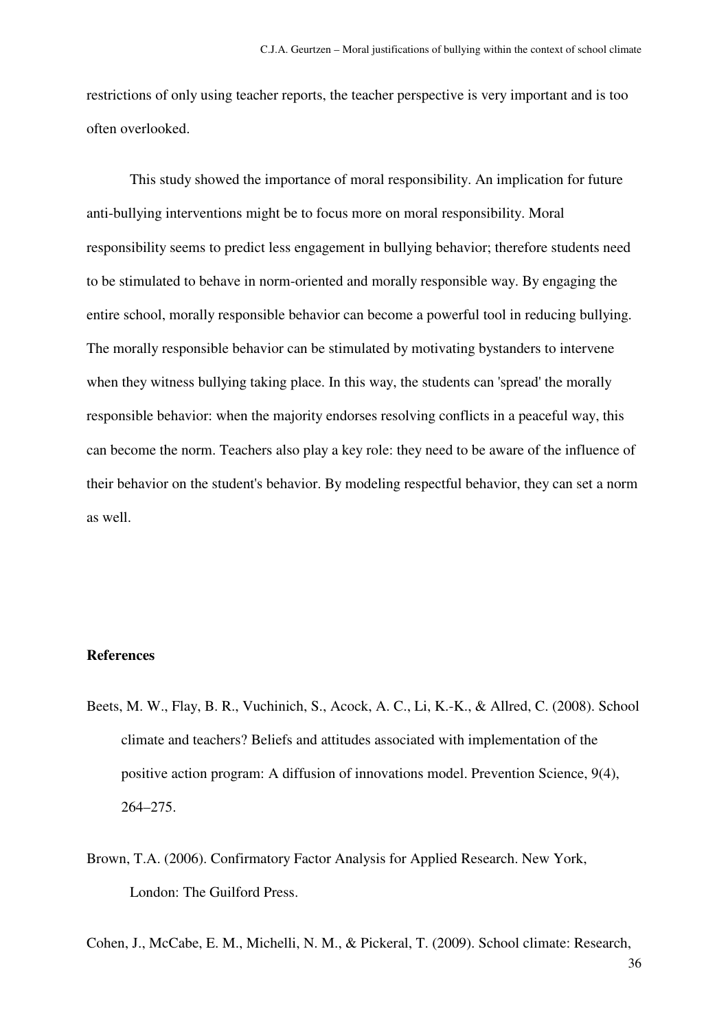restrictions of only using teacher reports, the teacher perspective is very important and is too often overlooked.

This study showed the importance of moral responsibility. An implication for future anti-bullying interventions might be to focus more on moral responsibility. Moral responsibility seems to predict less engagement in bullying behavior; therefore students need to be stimulated to behave in norm-oriented and morally responsible way. By engaging the entire school, morally responsible behavior can become a powerful tool in reducing bullying. The morally responsible behavior can be stimulated by motivating bystanders to intervene when they witness bullying taking place. In this way, the students can 'spread' the morally responsible behavior: when the majority endorses resolving conflicts in a peaceful way, this can become the norm. Teachers also play a key role: they need to be aware of the influence of their behavior on the student's behavior. By modeling respectful behavior, they can set a norm as well.

## References

Beets, M. W., Flay, B. R., Vuchinich, S., Acock, A. C., Li, K.-K., & Allred, C. (2008). School climate and teachers? Beliefs and attitudes associated with implementation of the positive action program: A diffusion of innovations model. Prevention Science, 9(4), 264–275.

Brown, T.A. (2006). Confirmatory Factor Analysis for Applied Research. New York, London: The Guilford Press.

Cohen, J., McCabe, E. M., Michelli, N. M., & Pickeral, T. (2009). School climate: Research,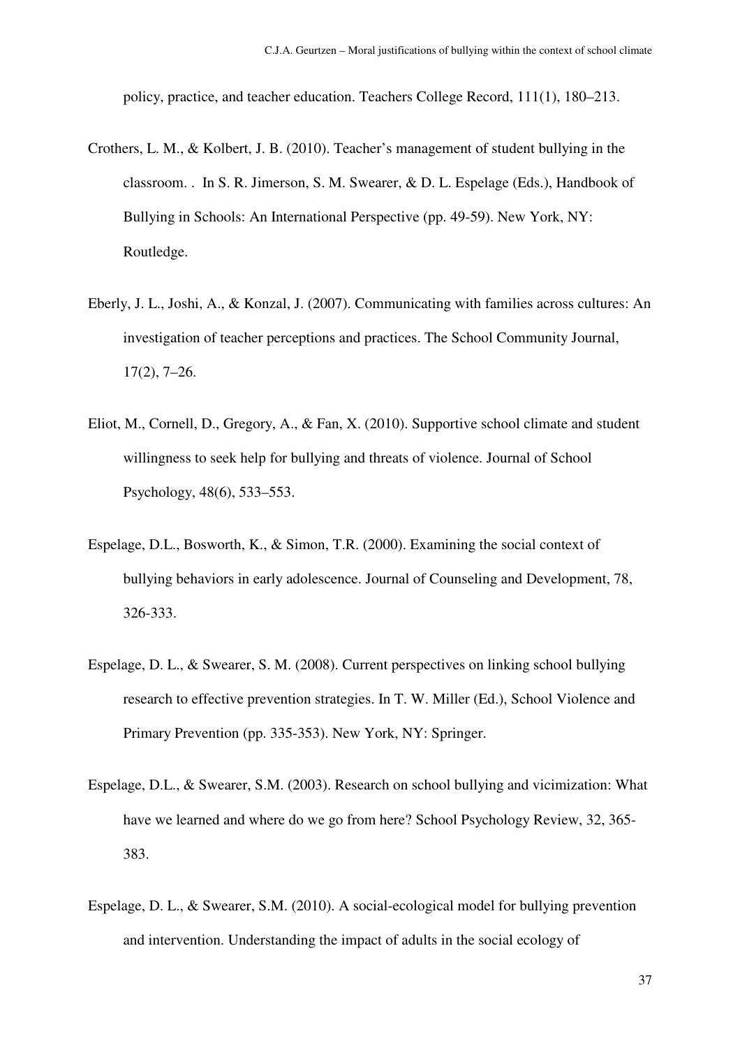policy, practice, and teacher education. Teachers College Record, 111(1), 180–213.

Crothers, L. M., & Kolbert, J. B. (2010). Teacher's management of student bullying in the classroom. . In S. R. Jimerson, S. M. Swearer, & D. L. Espelage (Eds.), Handbook of Bullying in Schools: An International Perspective (pp. 49-59). New York, NY: Routledge.

Eberly, J. L., Joshi, A., & Konzal, J. (2007). Communicating with families across cultures: An investigation of teacher perceptions and practices. The School Community Journal, 17(2), 7–26.

Eliot, M., Cornell, D., Gregory, A., & Fan, X. (2010). Supportive school climate and student willingness to seek help for bullying and threats of violence. Journal of School Psychology, 48(6), 533–553.

Espelage, D.L., Bosworth, K., & Simon, T.R. (2000). Examining the social context of bullying behaviors in early adolescence. Journal of Counseling and Development, 78, 326-333.

Espelage, D. L., & Swearer, S. M. (2008). Current perspectives on linking school bullying research to effective prevention strategies. In T. W. Miller (Ed.), School Violence and Primary Prevention (pp. 335-353). New York, NY: Springer.

Espelage, D.L., & Swearer, S.M. (2003). Research on school bullying and vicimization: What have we learned and where do we go from here? School Psychology Review, 32, 365-383.

Espelage, D. L., & Swearer, S.M. (2010). A social-ecological model for bullying prevention and intervention. Understanding the impact of adults in the social ecology of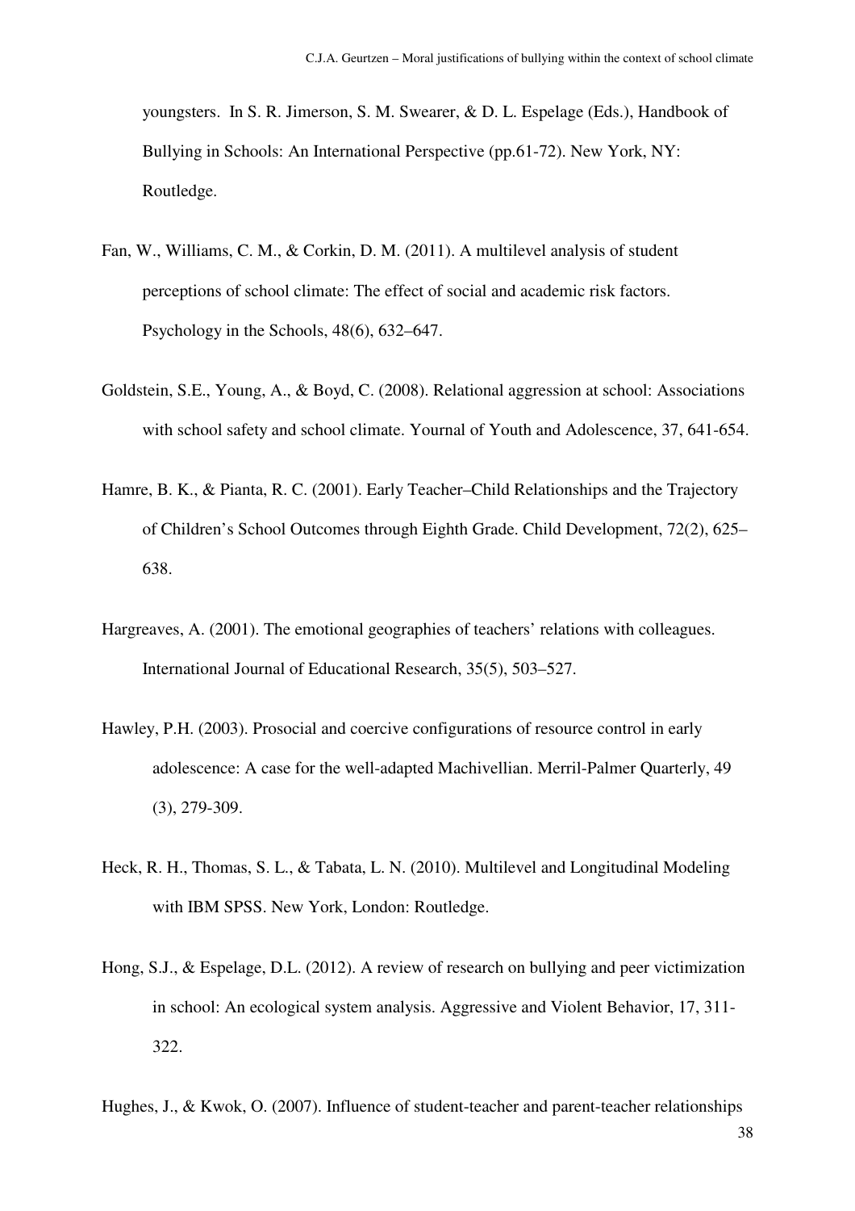youngsters. In S. R. Jimerson, S. M. Swearer, & D. L. Espelage (Eds.), Handbook of Bullying in Schools: An International Perspective (pp.61-72). New York, NY: Routledge.

Fan, W., Williams, C. M., & Corkin, D. M. (2011). A multilevel analysis of student perceptions of school climate: The effect of social and academic risk factors. Psychology in the Schools, 48(6), 632–647.

Goldstein, S.E., Young, A., & Boyd, C. (2008). Relational aggression at school: Associations with school safety and school climate. Yournal of Youth and Adolescence, 37, 641-654.

Hamre, B. K., & Pianta, R. C. (2001). Early Teacher–Child Relationships and the Trajectory of Children's School Outcomes through Eighth Grade. Child Development, 72(2), 625–638.

Hargreaves, A. (2001). The emotional geographies of teachers' relations with colleagues. International Journal of Educational Research, 35(5), 503–527.

Hawley, P.H. (2003). Prosocial and coercive configurations of resource control in early adolescence: A case for the well-adapted Machivellian. Merril-Palmer Quarterly, 49 (3), 279-309.

Heck, R. H., Thomas, S. L., & Tabata, L. N. (2010). Multilevel and Longitudinal Modeling with IBM SPSS. New York, London: Routledge.

Hong, S.J., & Espelage, D.L. (2012). A review of research on bullying and peer victimization in school: An ecological system analysis. Aggressive and Violent Behavior, 17, 311-322.

Hughes, J., & Kwok, O. (2007). Influence of student-teacher and parent-teacher relationships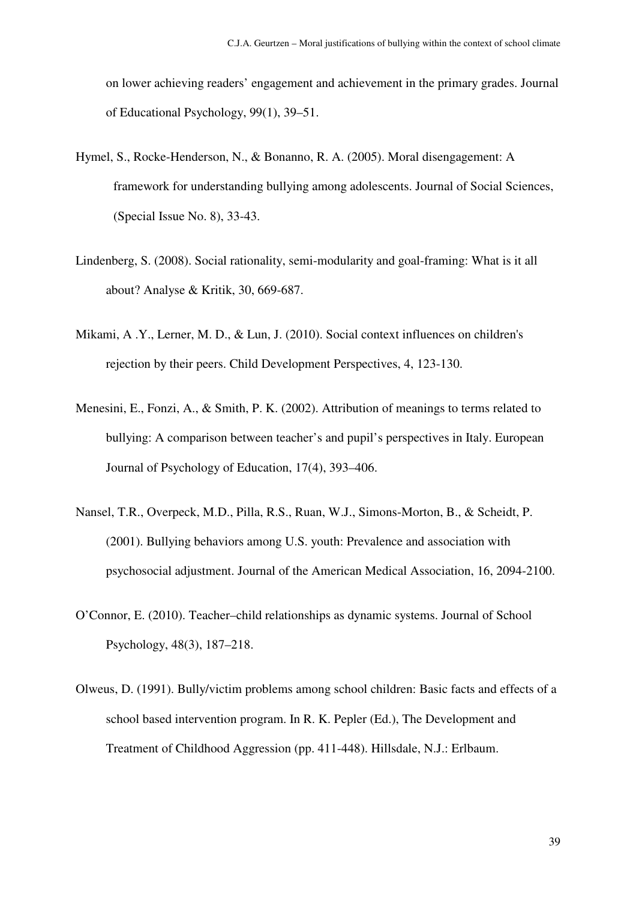on lower achieving readers' engagement and achievement in the primary grades. Journal of Educational Psychology, 99(1), 39–51.

Hymel, S., Rocke-Henderson, N., & Bonanno, R. A. (2005). Moral disengagement: A framework for understanding bullying among adolescents. Journal of Social Sciences, (Special Issue No. 8), 33-43.

Lindenberg, S. (2008). Social rationality, semi-modularity and goal-framing: What is it all about? Analyse & Kritik, 30, 669-687.

Mikami, A .Y., Lerner, M. D., & Lun, J. (2010). Social context influences on children's rejection by their peers. Child Development Perspectives, 4, 123-130.

Menesini, E., Fonzi, A., & Smith, P. K. (2002). Attribution of meanings to terms related to bullying: A comparison between teacher's and pupil's perspectives in Italy. European Journal of Psychology of Education, 17(4), 393–406.

Nansel, T.R., Overpeck, M.D., Pilla, R.S., Ruan, W.J., Simons-Morton, B., & Scheidt, P. (2001). Bullying behaviors among U.S. youth: Prevalence and association with psychosocial adjustment. Journal of the American Medical Association, 16, 2094-2100.

O'Connor, E. (2010). Teacher–child relationships as dynamic systems. Journal of School Psychology, 48(3), 187–218.

Olweus, D. (1991). Bully/victim problems among school children: Basic facts and effects of a school based intervention program. In R. K. Pepler (Ed.), The Development and Treatment of Childhood Aggression (pp. 411-448). Hillsdale, N.J.: Erlbaum.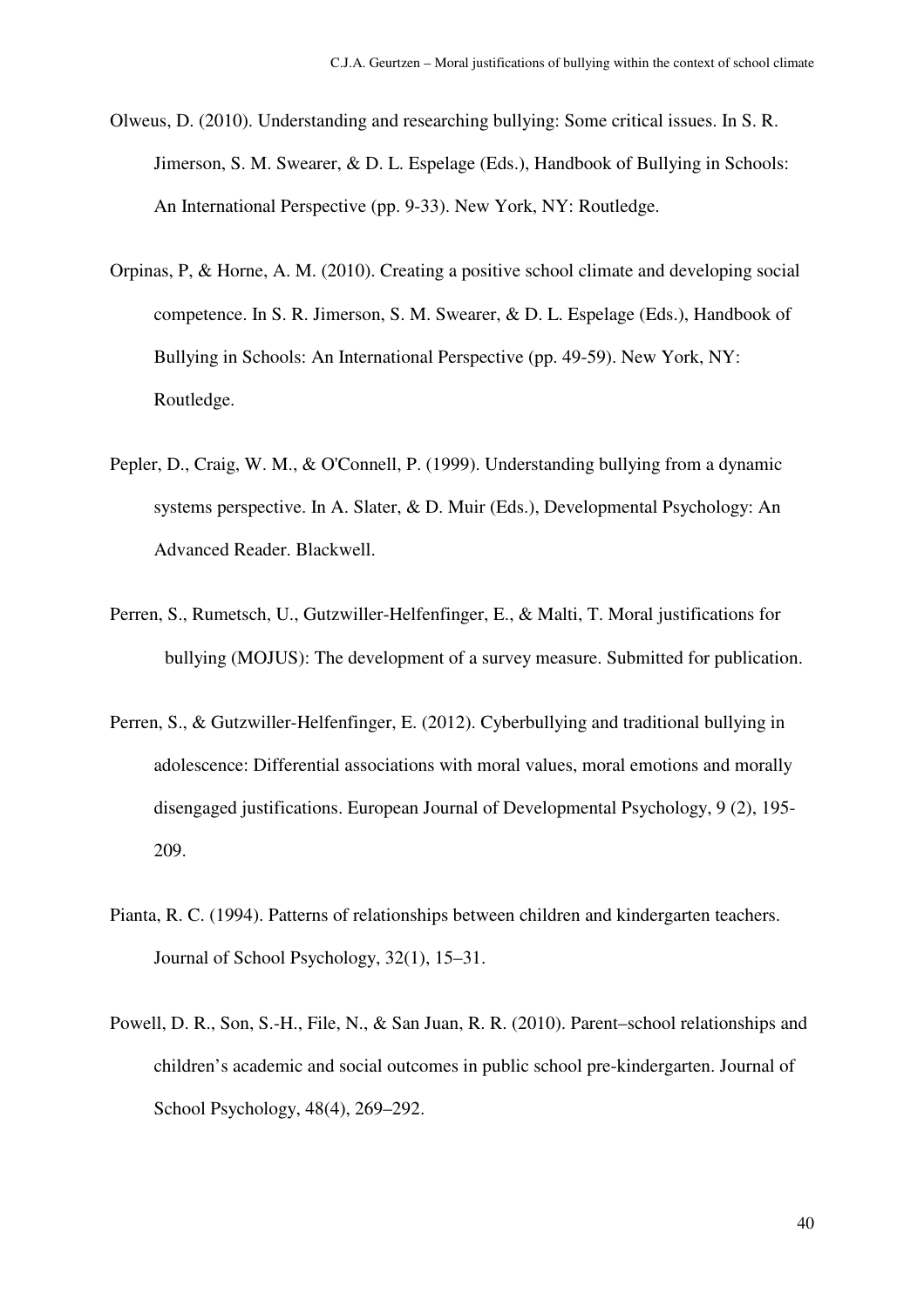Olweus, D. (2010). Understanding and researching bullying: Some critical issues. In S. R. Jimerson, S. M. Swearer, & D. L. Espelage (Eds.), Handbook of Bullying in Schools: An International Perspective (pp. 9-33). New York, NY: Routledge.

Orpinas, P, & Horne, A. M. (2010). Creating a positive school climate and developing social competence. In S. R. Jimerson, S. M. Swearer, & D. L. Espelage (Eds.), Handbook of Bullying in Schools: An International Perspective (pp. 49-59). New York, NY: Routledge.

Pepler, D., Craig, W. M., & O'Connell, P. (1999). Understanding bullying from a dynamic systems perspective. In A. Slater, & D. Muir (Eds.), Developmental Psychology: An Advanced Reader. Blackwell.

Perren, S., Rumetsch, U., Gutzwiller-Helfenfinger, E., & Malti, T. Moral justifications for bullying (MOJUS): The development of a survey measure. Submitted for publication.

Perren, S., & Gutzwiller-Helfenfinger, E. (2012). Cyberbullying and traditional bullying in adolescence: Differential associations with moral values, moral emotions and morally disengaged justifications. European Journal of Developmental Psychology, 9 (2), 195-209.

Pianta, R. C. (1994). Patterns of relationships between children and kindergarten teachers. Journal of School Psychology, 32(1), 15–31.

Powell, D. R., Son, S.-H., File, N., & San Juan, R. R. (2010). Parent–school relationships and children's academic and social outcomes in public school pre-kindergarten. Journal of School Psychology, 48(4), 269–292.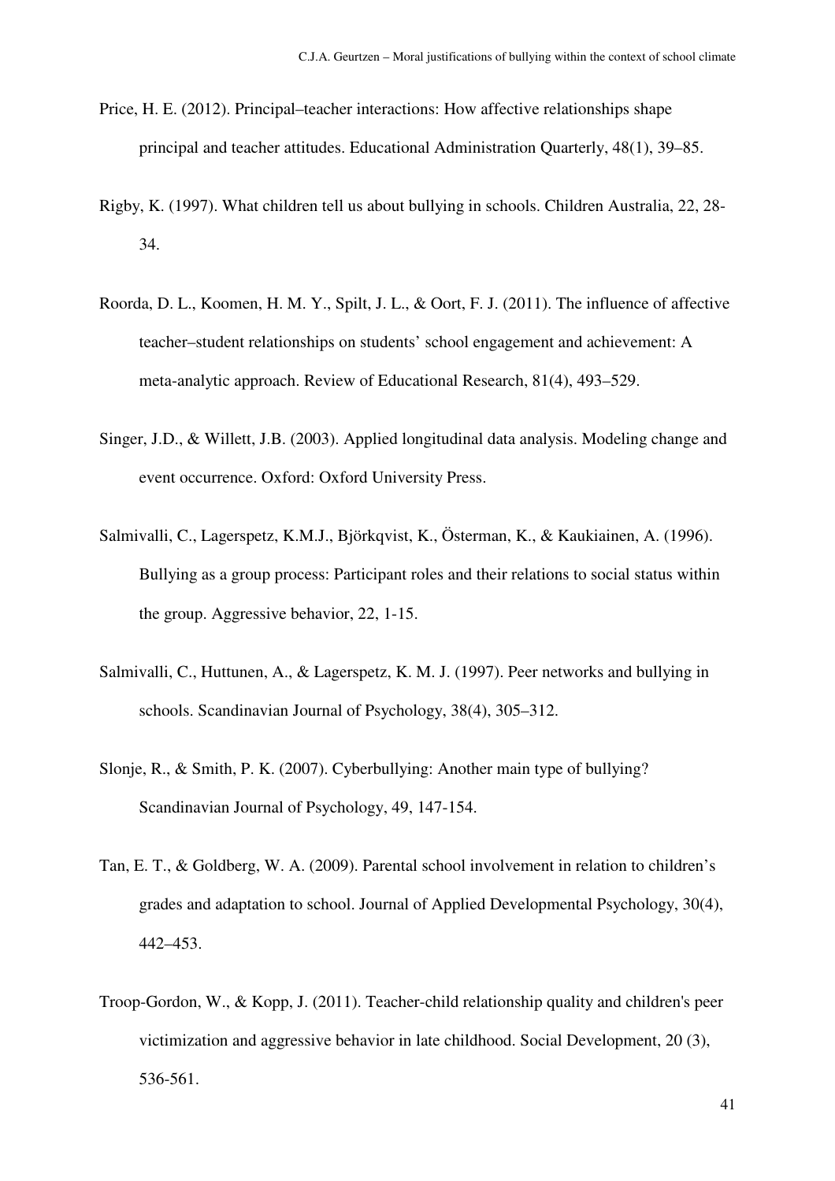Price, H. E. (2012). Principal–teacher interactions: How affective relationships shape principal and teacher attitudes. Educational Administration Quarterly, 48(1), 39–85.

Rigby, K. (1997). What children tell us about bullying in schools. Children Australia, 22, 28-34.

Roorda, D. L., Koomen, H. M. Y., Spilt, J. L., & Oort, F. J. (2011). The influence of affective teacher–student relationships on students' school engagement and achievement: A meta-analytic approach. Review of Educational Research, 81(4), 493–529.

Singer, J.D., & Willett, J.B. (2003). Applied longitudinal data analysis. Modeling change and event occurrence. Oxford: Oxford University Press.

Salmivalli, C., Lagerspetz, K.M.J., Björkqvist, K., Österman, K., & Kaukiainen, A. (1996). Bullying as a group process: Participant roles and their relations to social status within the group. Aggressive behavior, 22, 1-15.

Salmivalli, C., Huttunen, A., & Lagerspetz, K. M. J. (1997). Peer networks and bullying in schools. Scandinavian Journal of Psychology, 38(4), 305–312.

Slonje, R., & Smith, P. K. (2007). Cyberbullying: Another main type of bullying? Scandinavian Journal of Psychology, 49, 147-154.

Tan, E. T., & Goldberg, W. A. (2009). Parental school involvement in relation to children's grades and adaptation to school. Journal of Applied Developmental Psychology, 30(4), 442–453.

Troop-Gordon, W., & Kopp, J. (2011). Teacher-child relationship quality and children's peer victimization and aggressive behavior in late childhood. Social Development, 20 (3), 536-561.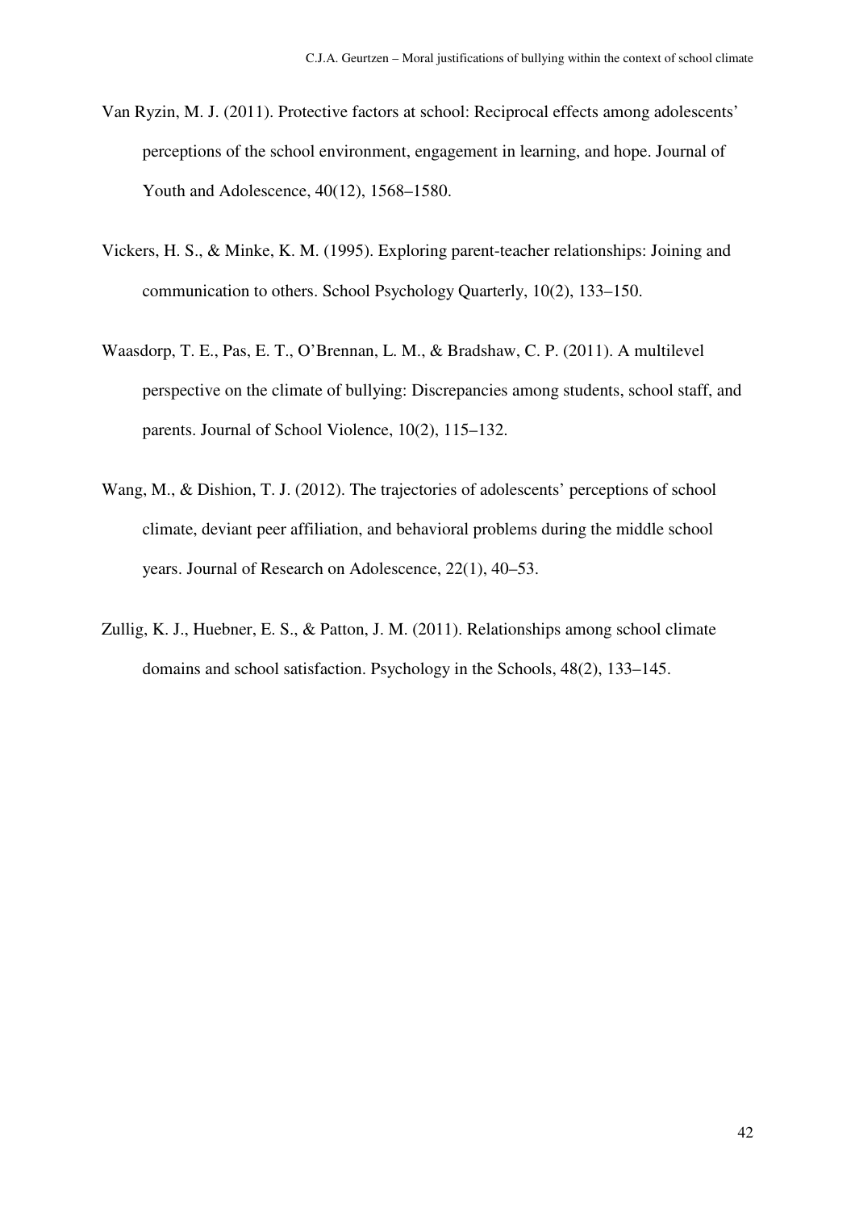Van Ryzin, M. J. (2011). Protective factors at school: Reciprocal effects among adolescents' perceptions of the school environment, engagement in learning, and hope. Journal of Youth and Adolescence, 40(12), 1568–1580.

Vickers, H. S., & Minke, K. M. (1995). Exploring parent-teacher relationships: Joining and communication to others. School Psychology Quarterly, 10(2), 133–150.

Waasdorp, T. E., Pas, E. T., O'Brennan, L. M., & Bradshaw, C. P. (2011). A multilevel perspective on the climate of bullying: Discrepancies among students, school staff, and parents. Journal of School Violence, 10(2), 115–132.

Wang, M., & Dishion, T. J. (2012). The trajectories of adolescents' perceptions of school climate, deviant peer affiliation, and behavioral problems during the middle school years. Journal of Research on Adolescence, 22(1), 40–53.

Zullig, K. J., Huebner, E. S., & Patton, J. M. (2011). Relationships among school climate domains and school satisfaction. Psychology in the Schools, 48(2), 133–145.